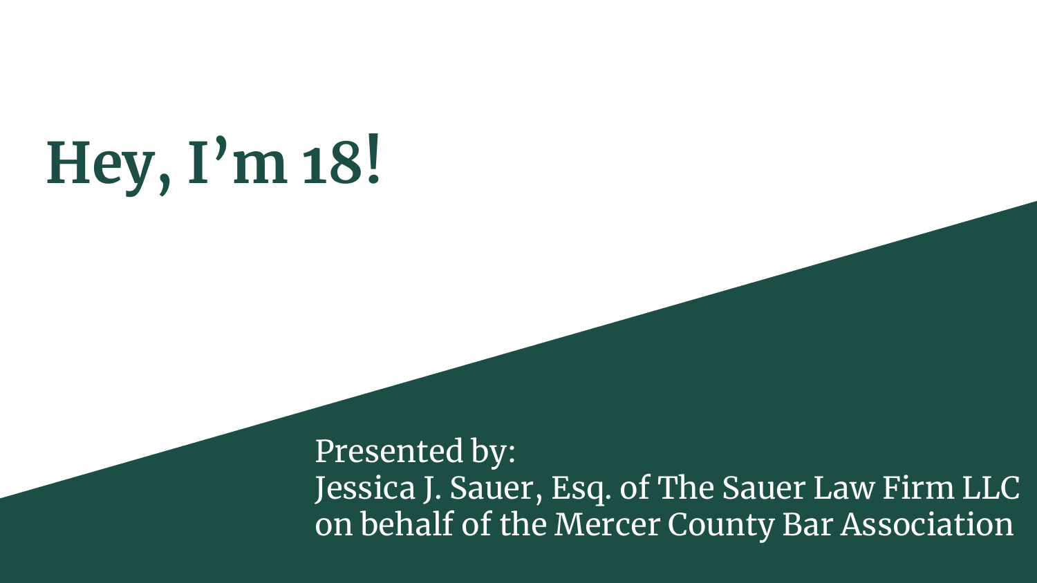# Hey, I'm 18!

Presented by:
Jessica J. Sauer, Esq. of The Sauer Law Firm LLC
on behalf of the Mercer County Bar Association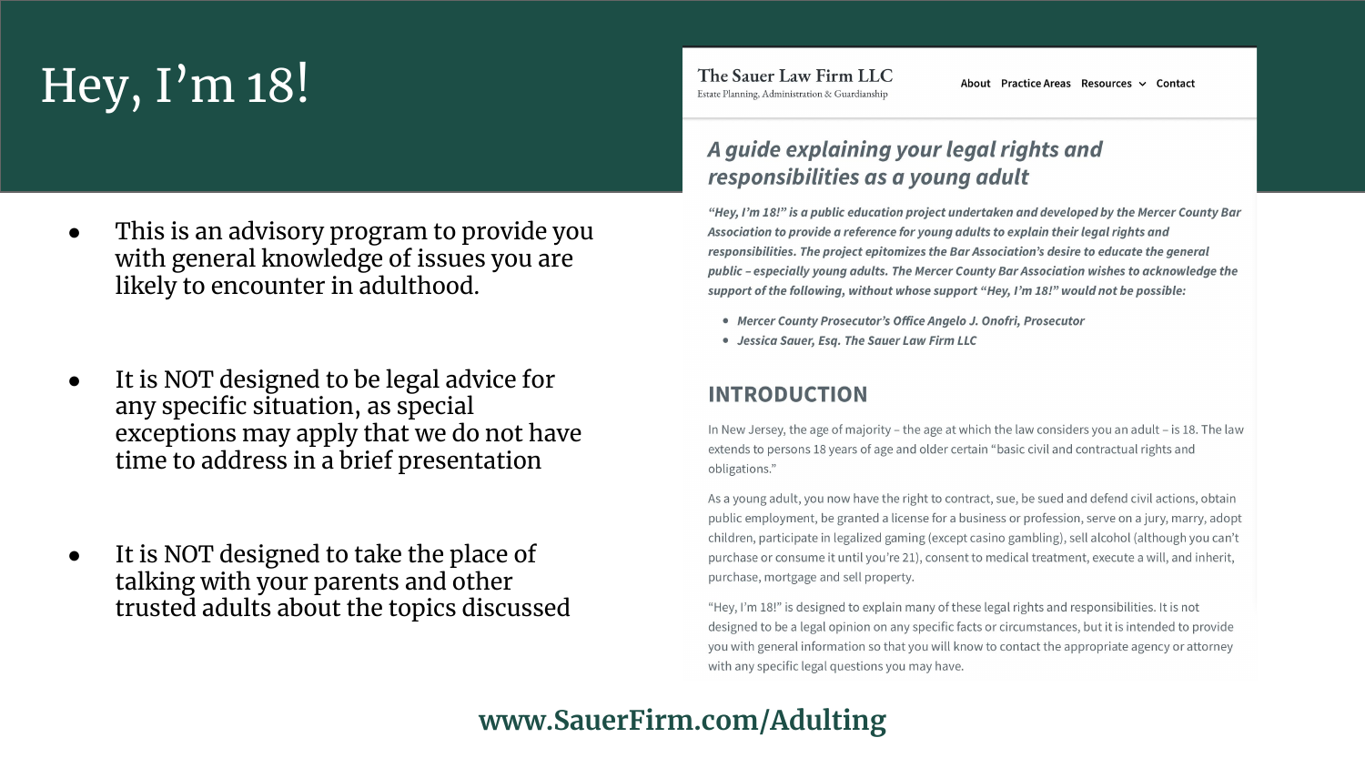# Hey, I'm 18!

- This is an advisory program to provide you with general knowledge of issues you are likely to encounter in adulthood.
- It is NOT designed to be legal advice for any specific situation, as special exceptions may apply that we do not have time to address in a brief presentation
- It is NOT designed to take the place of talking with your parents and other trusted adults about the topics discussed

The Sauer Law Firm LLC
Estate Planning, Administration & Guardianship

About Practice Areas Resources Contact

## *A guide explaining your legal rights and responsibilities as a young adult*

***"Hey, I'm 18!" is a public education project undertaken and developed by the Mercer County Bar Association to provide a reference for young adults to explain their legal rights and responsibilities. The project epitomizes the Bar Association's desire to educate the general public – especially young adults. The Mercer County Bar Association wishes to acknowledge the support of the following, without whose support "Hey, I'm 18!" would not be possible:***

- ***Mercer County Prosecutor's Office Angelo J. Onofri, Prosecutor***
- ***Jessica Sauer, Esq. The Sauer Law Firm LLC***

## INTRODUCTION

In New Jersey, the age of majority – the age at which the law considers you an adult – is 18. The law extends to persons 18 years of age and older certain "basic civil and contractual rights and obligations."

As a young adult, you now have the right to contract, sue, be sued and defend civil actions, obtain public employment, be granted a license for a business or profession, serve on a jury, marry, adopt children, participate in legalized gaming (except casino gambling), sell alcohol (although you can't purchase or consume it until you're 21), consent to medical treatment, execute a will, and inherit, purchase, mortgage and sell property.

"Hey, I'm 18!" is designed to explain many of these legal rights and responsibilities. It is not designed to be a legal opinion on any specific facts or circumstances, but it is intended to provide you with general information so that you will know to contact the appropriate agency or attorney with any specific legal questions you may have.

**www.SauerFirm.com/Adulting**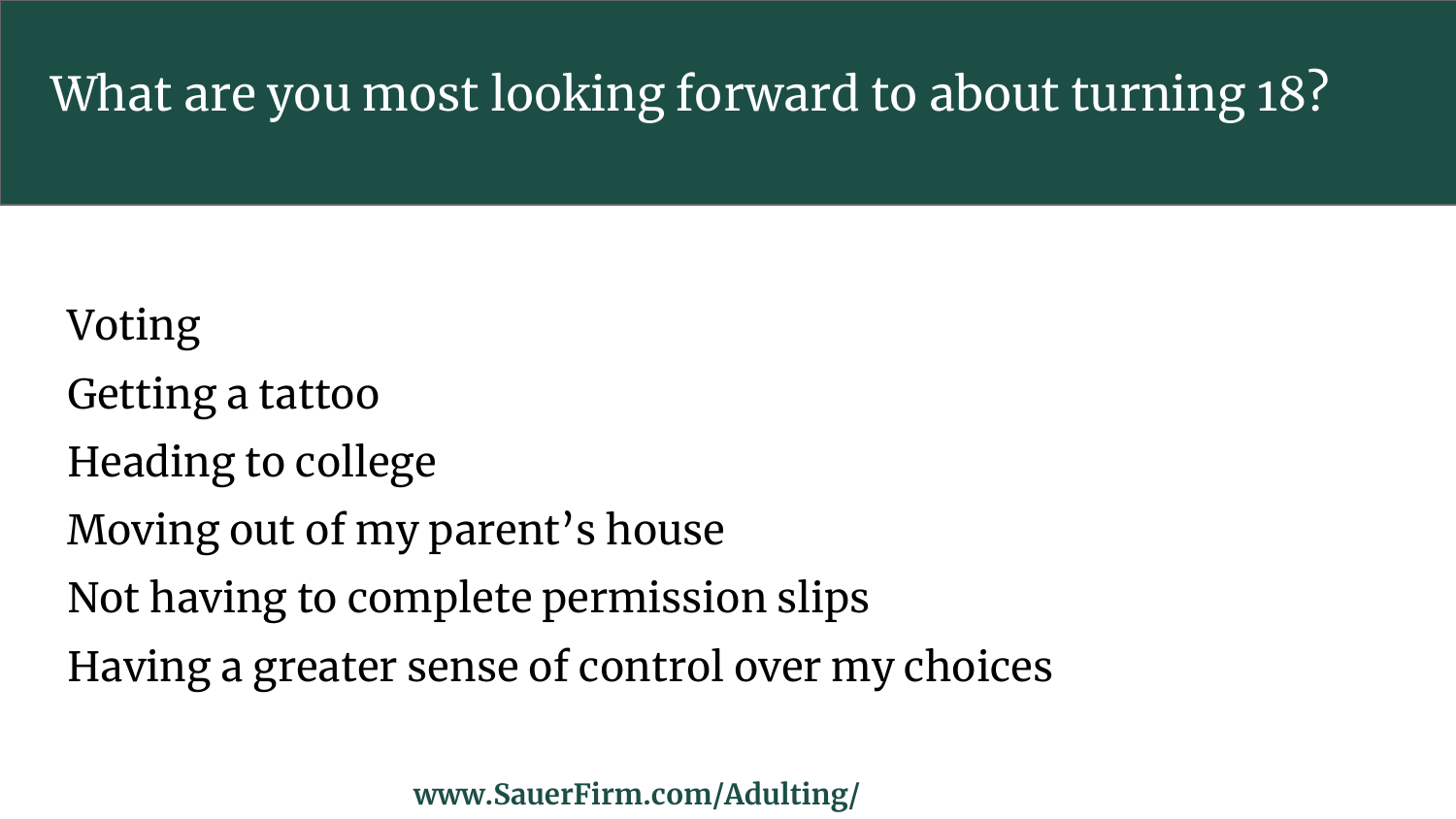# What are you most looking forward to about turning 18?

Voting

Getting a tattoo

Heading to college

Moving out of my parent's house

Not having to complete permission slips

Having a greater sense of control over my choices

**www.SauerFirm.com/Adulting/**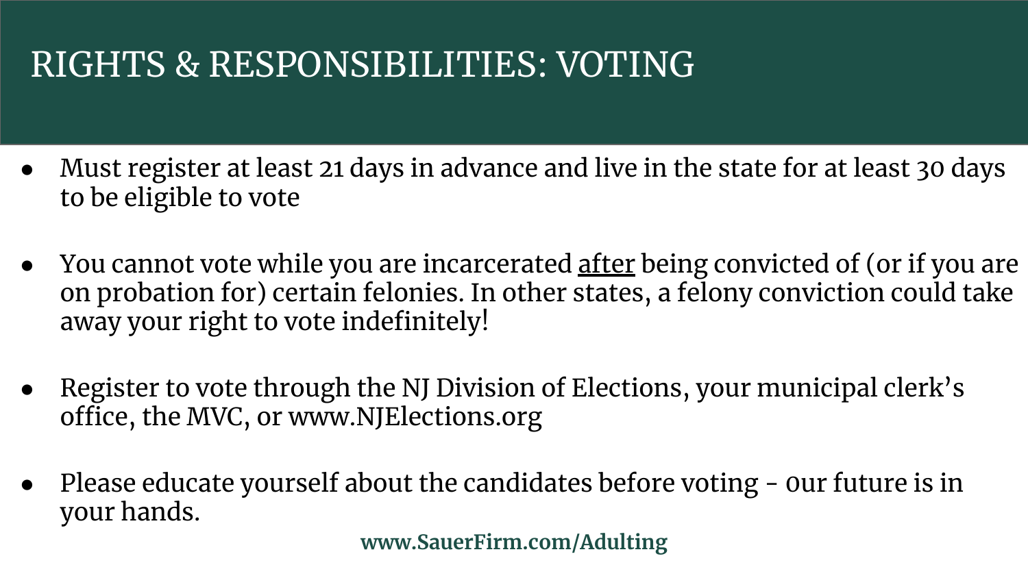# RIGHTS & RESPONSIBILITIES: VOTING

- Must register at least 21 days in advance and live in the state for at least 30 days to be eligible to vote
- You cannot vote while you are incarcerated <u>after</u> being convicted of (or if you are on probation for) certain felonies. In other states, a felony conviction could take away your right to vote indefinitely!
- Register to vote through the NJ Division of Elections, your municipal clerk's office, the MVC, or www.NJElections.org
- Please educate yourself about the candidates before voting - 0ur future is in your hands.

**www.SauerFirm.com/Adulting**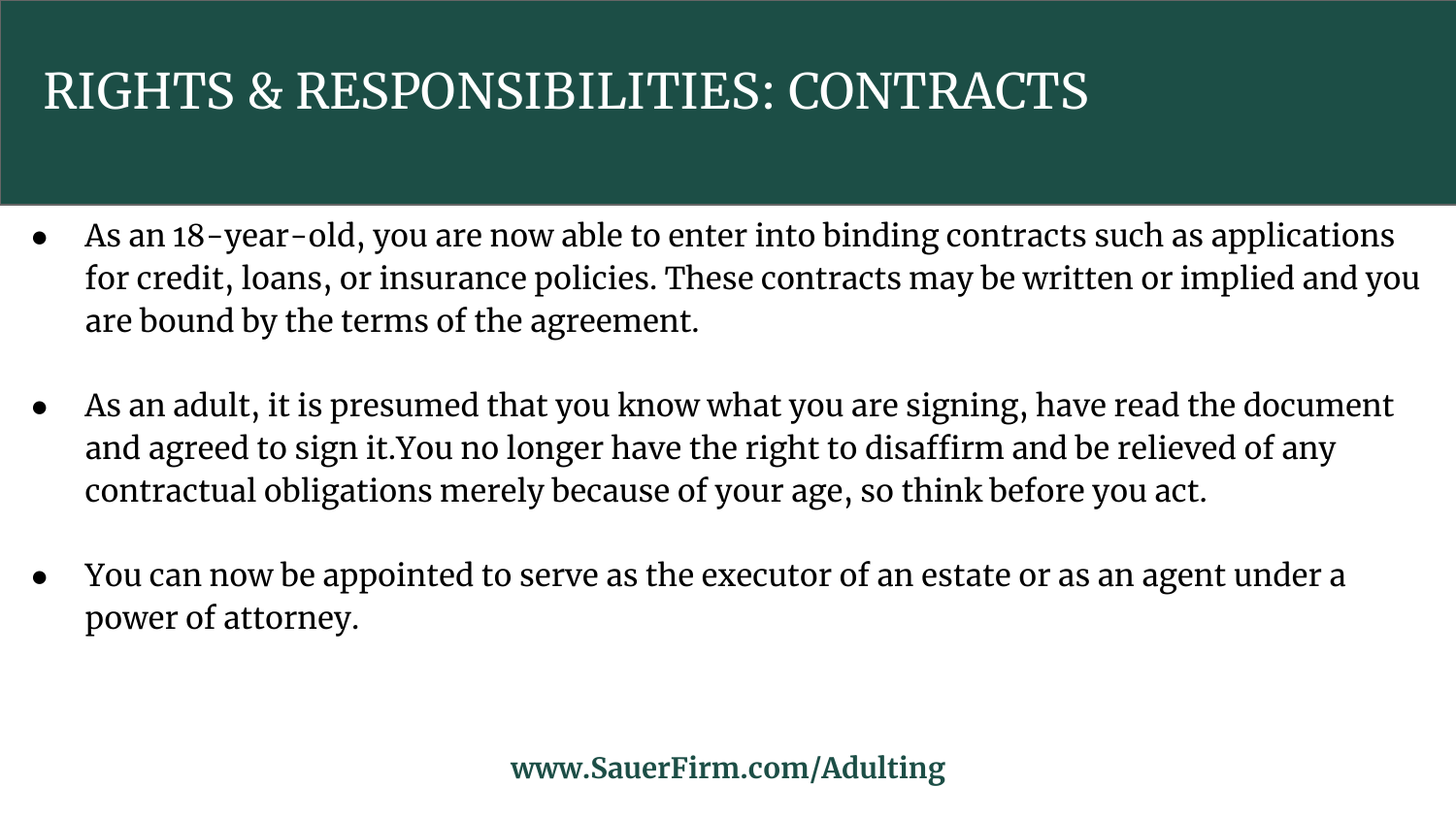# RIGHTS & RESPONSIBILITIES: CONTRACTS

- As an 18-year-old, you are now able to enter into binding contracts such as applications for credit, loans, or insurance policies. These contracts may be written or implied and you are bound by the terms of the agreement.

- As an adult, it is presumed that you know what you are signing, have read the document and agreed to sign it.You no longer have the right to disaffirm and be relieved of any contractual obligations merely because of your age, so think before you act.

- You can now be appointed to serve as the executor of an estate or as an agent under a power of attorney.

**www.SauerFirm.com/Adulting**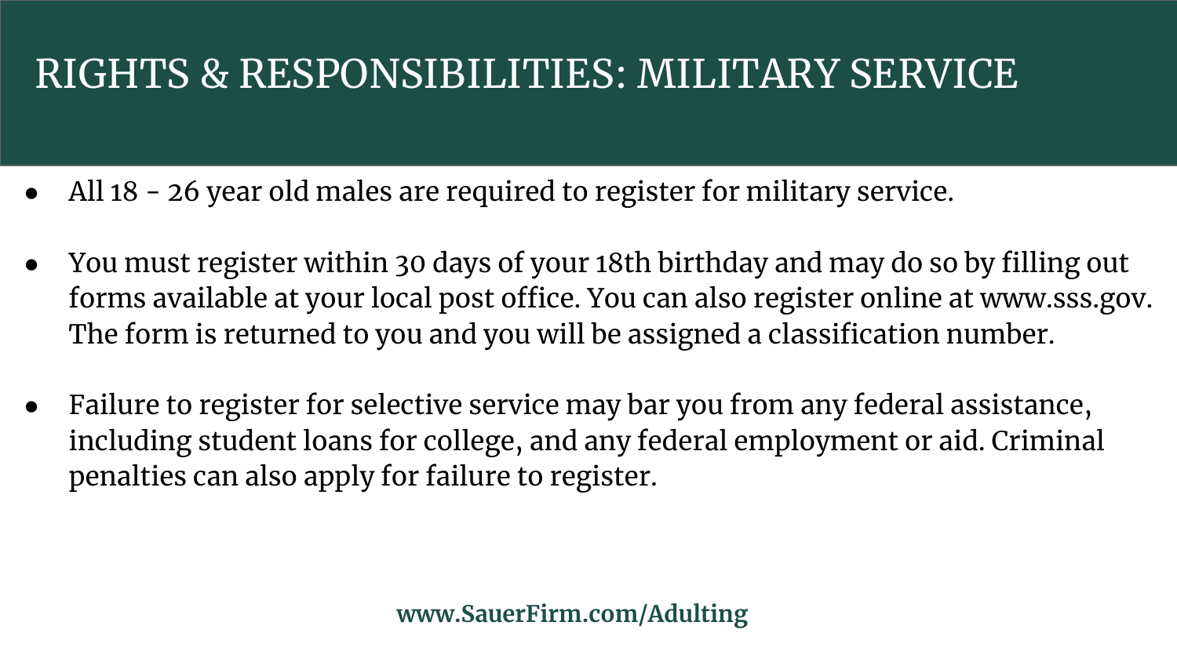# RIGHTS & RESPONSIBILITIES: MILITARY SERVICE

- All 18 - 26 year old males are required to register for military service.
- You must register within 30 days of your 18th birthday and may do so by filling out forms available at your local post office. You can also register online at www.sss.gov. The form is returned to you and you will be assigned a classification number.
- Failure to register for selective service may bar you from any federal assistance, including student loans for college, and any federal employment or aid. Criminal penalties can also apply for failure to register.

**www.SauerFirm.com/Adulting**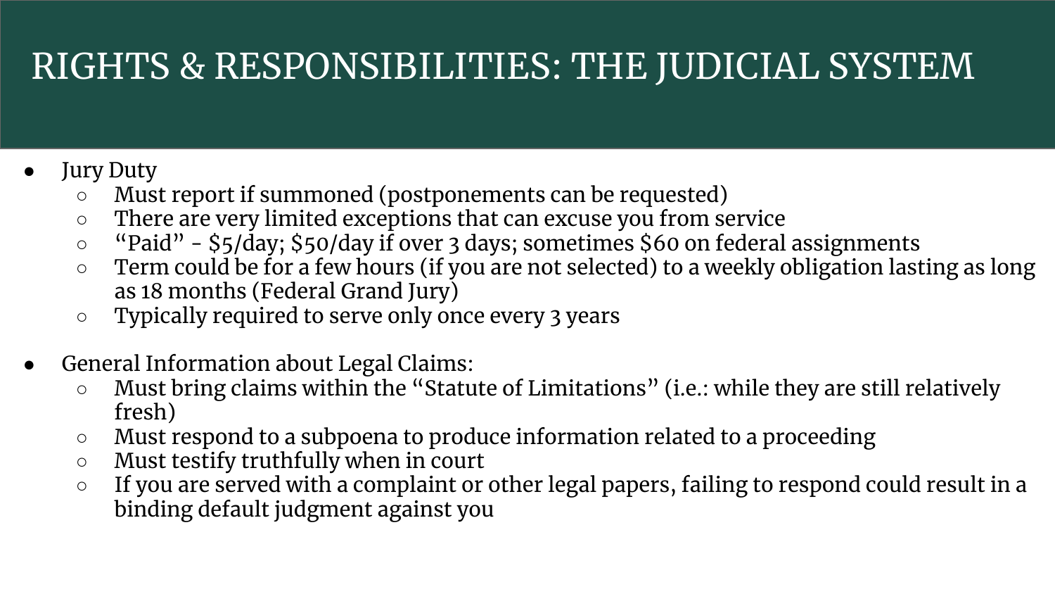# RIGHTS & RESPONSIBILITIES: THE JUDICIAL SYSTEM

- Jury Duty
  - Must report if summoned (postponements can be requested)
  - There are very limited exceptions that can excuse you from service
  - "Paid" - $5/day; $50/day if over 3 days; sometimes $60 on federal assignments
  - Term could be for a few hours (if you are not selected) to a weekly obligation lasting as long as 18 months (Federal Grand Jury)
  - Typically required to serve only once every 3 years

- General Information about Legal Claims:
  - Must bring claims within the "Statute of Limitations" (i.e.: while they are still relatively fresh)
  - Must respond to a subpoena to produce information related to a proceeding
  - Must testify truthfully when in court
  - If you are served with a complaint or other legal papers, failing to respond could result in a binding default judgment against you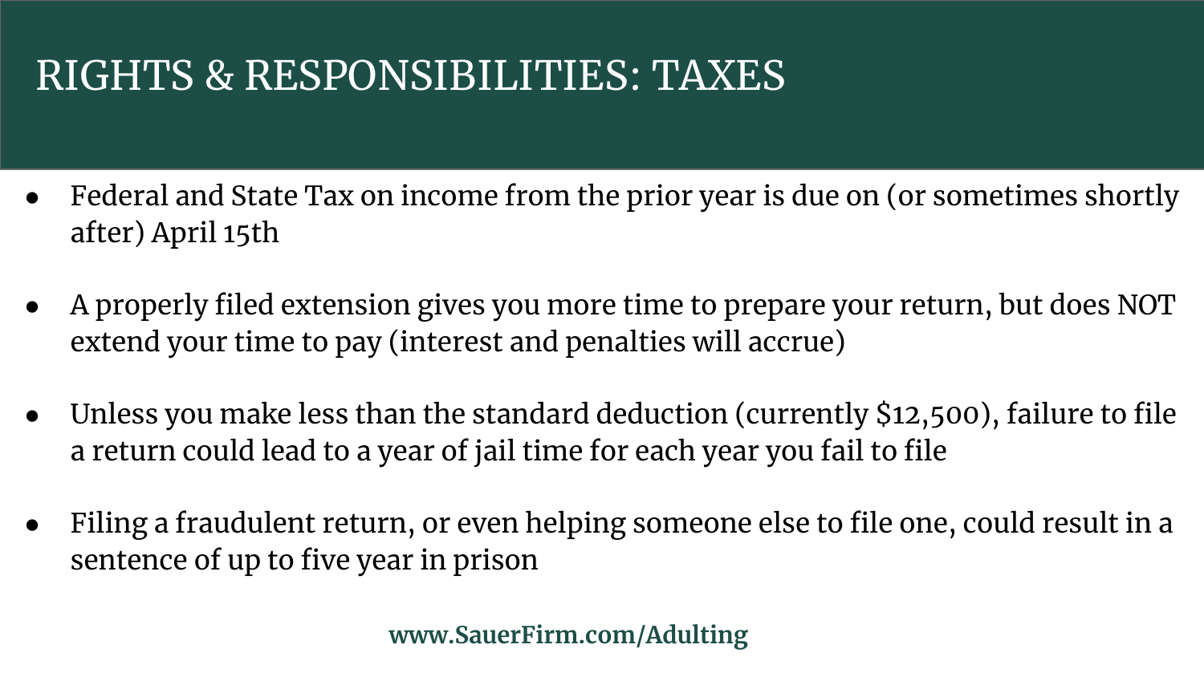# RIGHTS & RESPONSIBILITIES: TAXES

- Federal and State Tax on income from the prior year is due on (or sometimes shortly after) April 15th
- A properly filed extension gives you more time to prepare your return, but does NOT extend your time to pay (interest and penalties will accrue)
- Unless you make less than the standard deduction (currently $12,500), failure to file a return could lead to a year of jail time for each year you fail to file
- Filing a fraudulent return, or even helping someone else to file one, could result in a sentence of up to five year in prison

**www.SauerFirm.com/Adulting**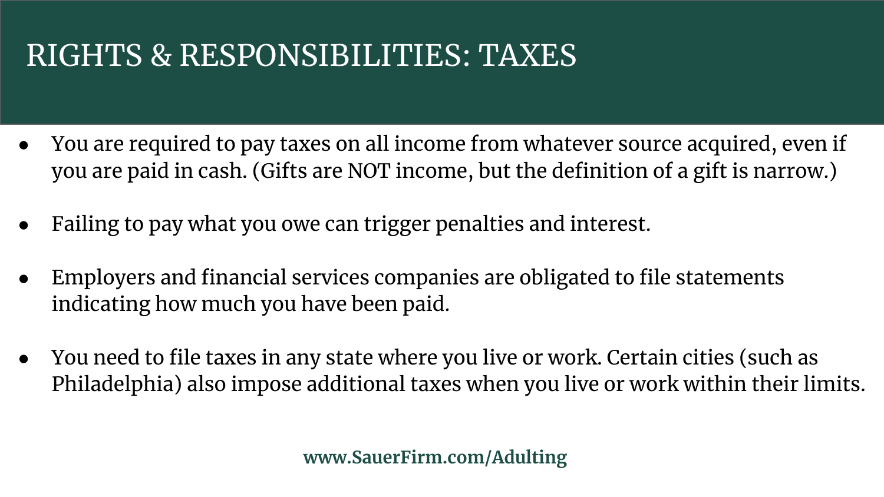# RIGHTS & RESPONSIBILITIES: TAXES

- You are required to pay taxes on all income from whatever source acquired, even if you are paid in cash. (Gifts are NOT income, but the definition of a gift is narrow.)

- Failing to pay what you owe can trigger penalties and interest.

- Employers and financial services companies are obligated to file statements indicating how much you have been paid.

- You need to file taxes in any state where you live or work. Certain cities (such as Philadelphia) also impose additional taxes when you live or work within their limits.

**www.SauerFirm.com/Adulting**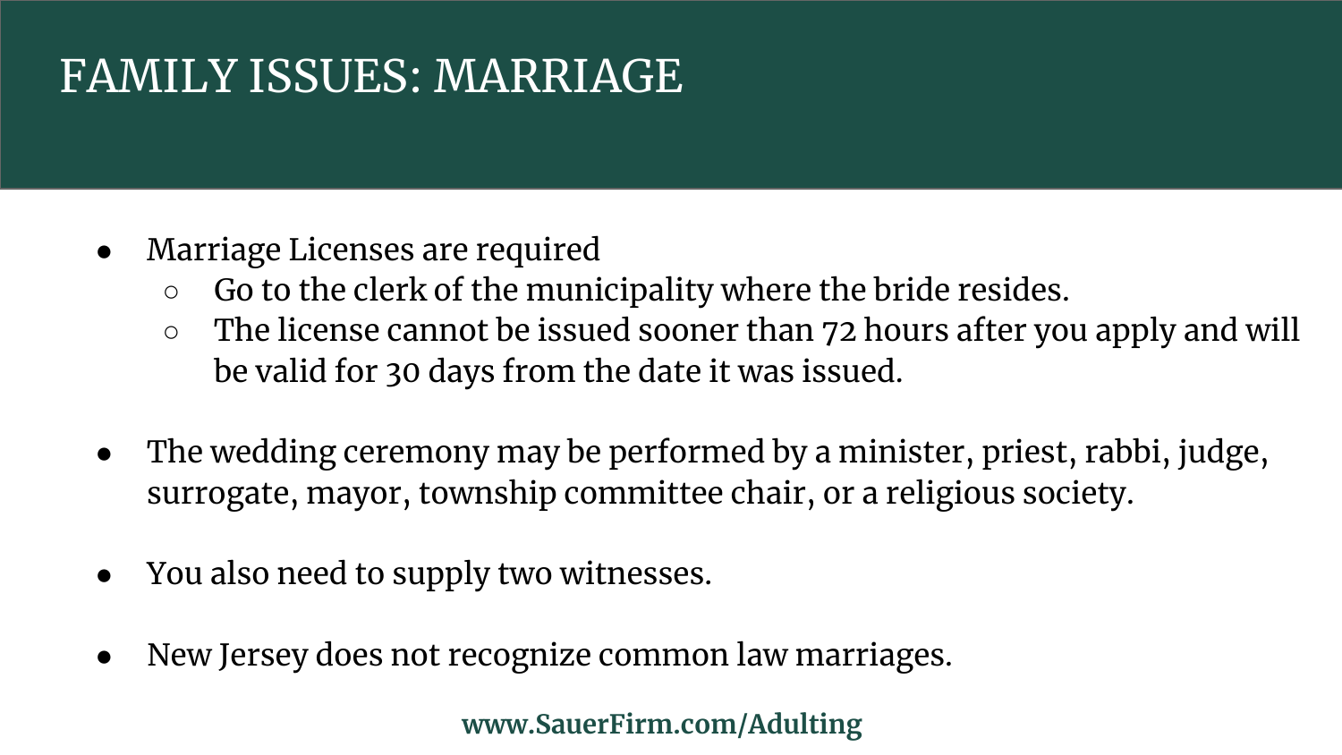# FAMILY ISSUES: MARRIAGE

- Marriage Licenses are required
  - Go to the clerk of the municipality where the bride resides.
  - The license cannot be issued sooner than 72 hours after you apply and will be valid for 30 days from the date it was issued.

- The wedding ceremony may be performed by a minister, priest, rabbi, judge, surrogate, mayor, township committee chair, or a religious society.

- You also need to supply two witnesses.

- New Jersey does not recognize common law marriages.

**www.SauerFirm.com/Adulting**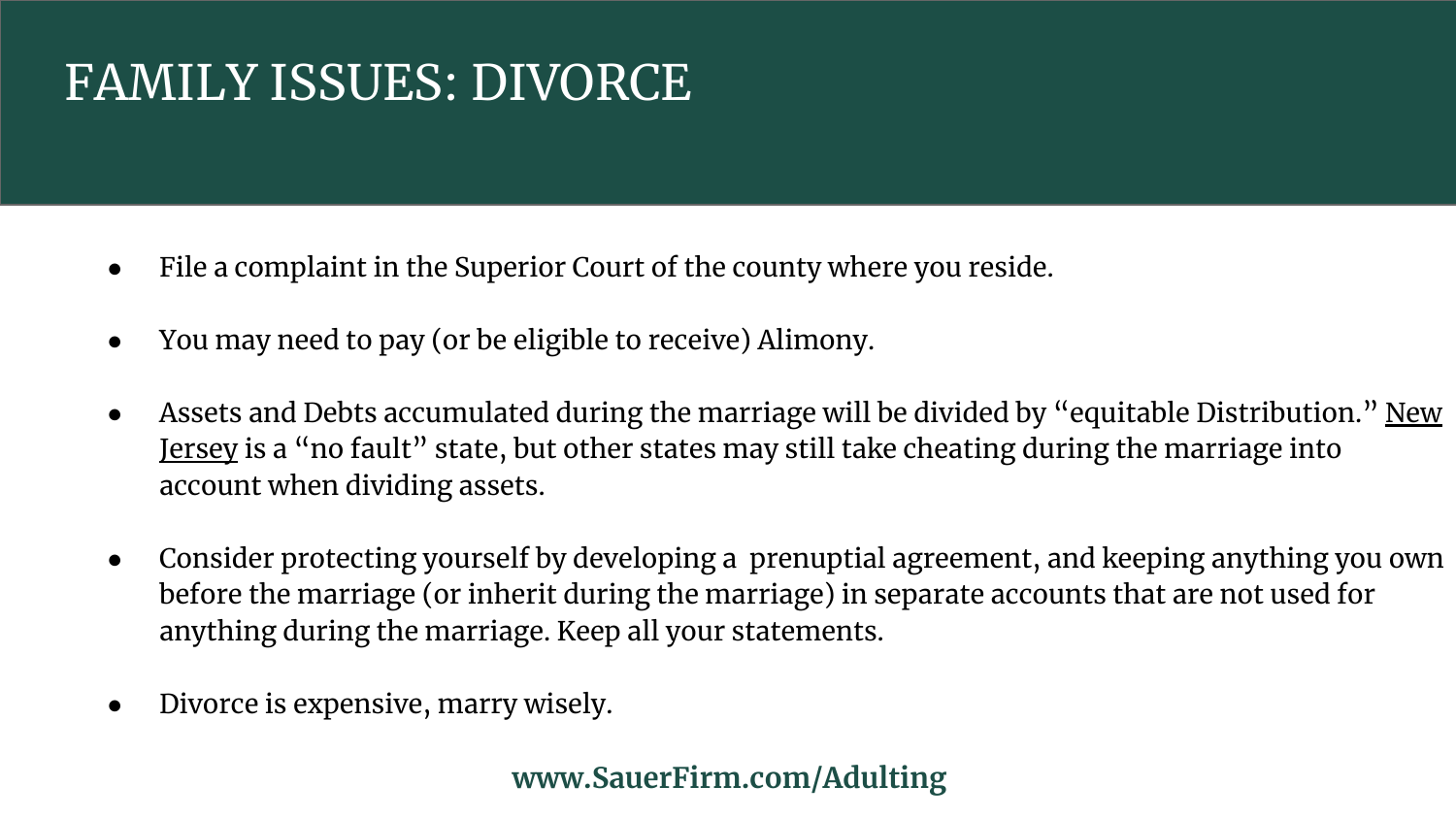# FAMILY ISSUES: DIVORCE

- File a complaint in the Superior Court of the county where you reside.
- You may need to pay (or be eligible to receive) Alimony.
- Assets and Debts accumulated during the marriage will be divided by "equitable Distribution." New Jersey is a "no fault" state, but other states may still take cheating during the marriage into account when dividing assets.
- Consider protecting yourself by developing a prenuptial agreement, and keeping anything you own before the marriage (or inherit during the marriage) in separate accounts that are not used for anything during the marriage. Keep all your statements.
- Divorce is expensive, marry wisely.

**www.SauerFirm.com/Adulting**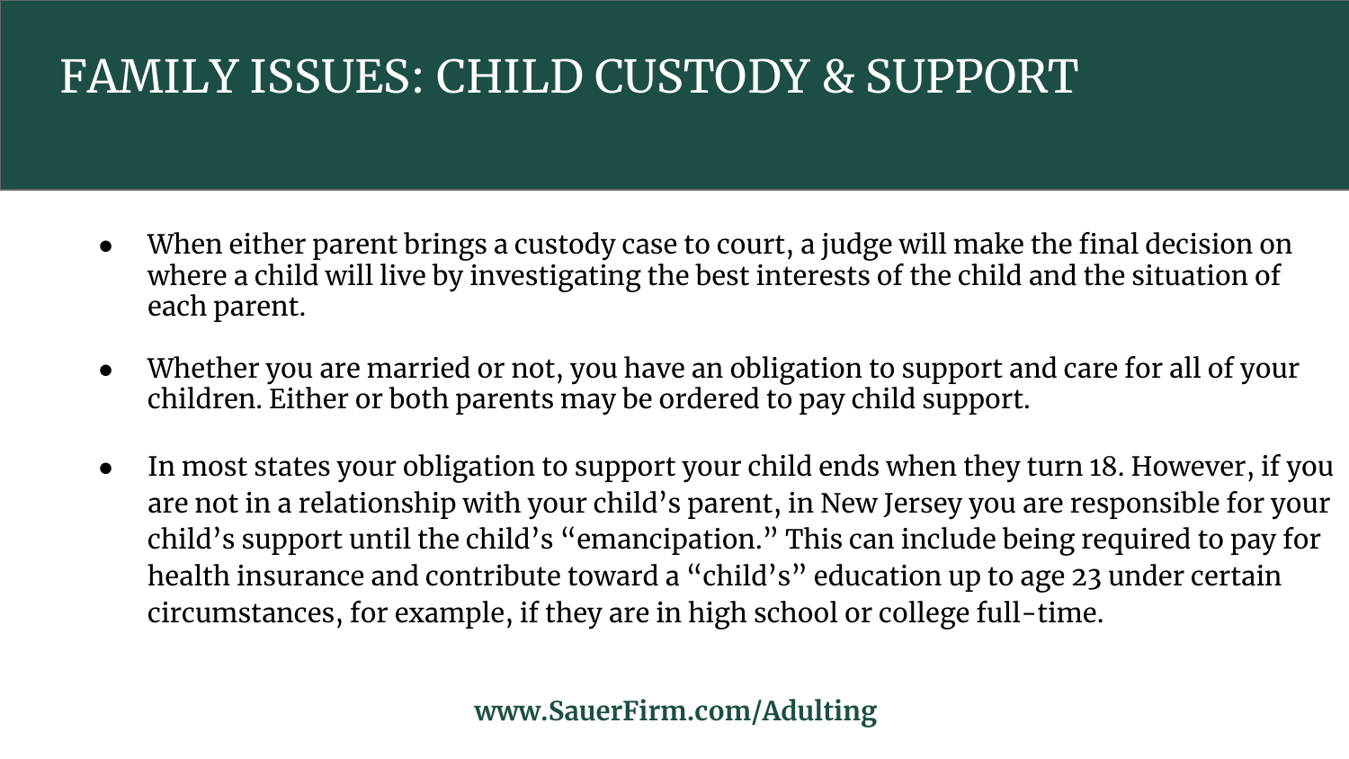# FAMILY ISSUES: CHILD CUSTODY & SUPPORT

- When either parent brings a custody case to court, a judge will make the final decision on where a child will live by investigating the best interests of the child and the situation of each parent.
- Whether you are married or not, you have an obligation to support and care for all of your children. Either or both parents may be ordered to pay child support.
- In most states your obligation to support your child ends when they turn 18. However, if you are not in a relationship with your child's parent, in New Jersey you are responsible for your child's support until the child's "emancipation." This can include being required to pay for health insurance and contribute toward a "child's" education up to age 23 under certain circumstances, for example, if they are in high school or college full-time.

**www.SauerFirm.com/Adulting**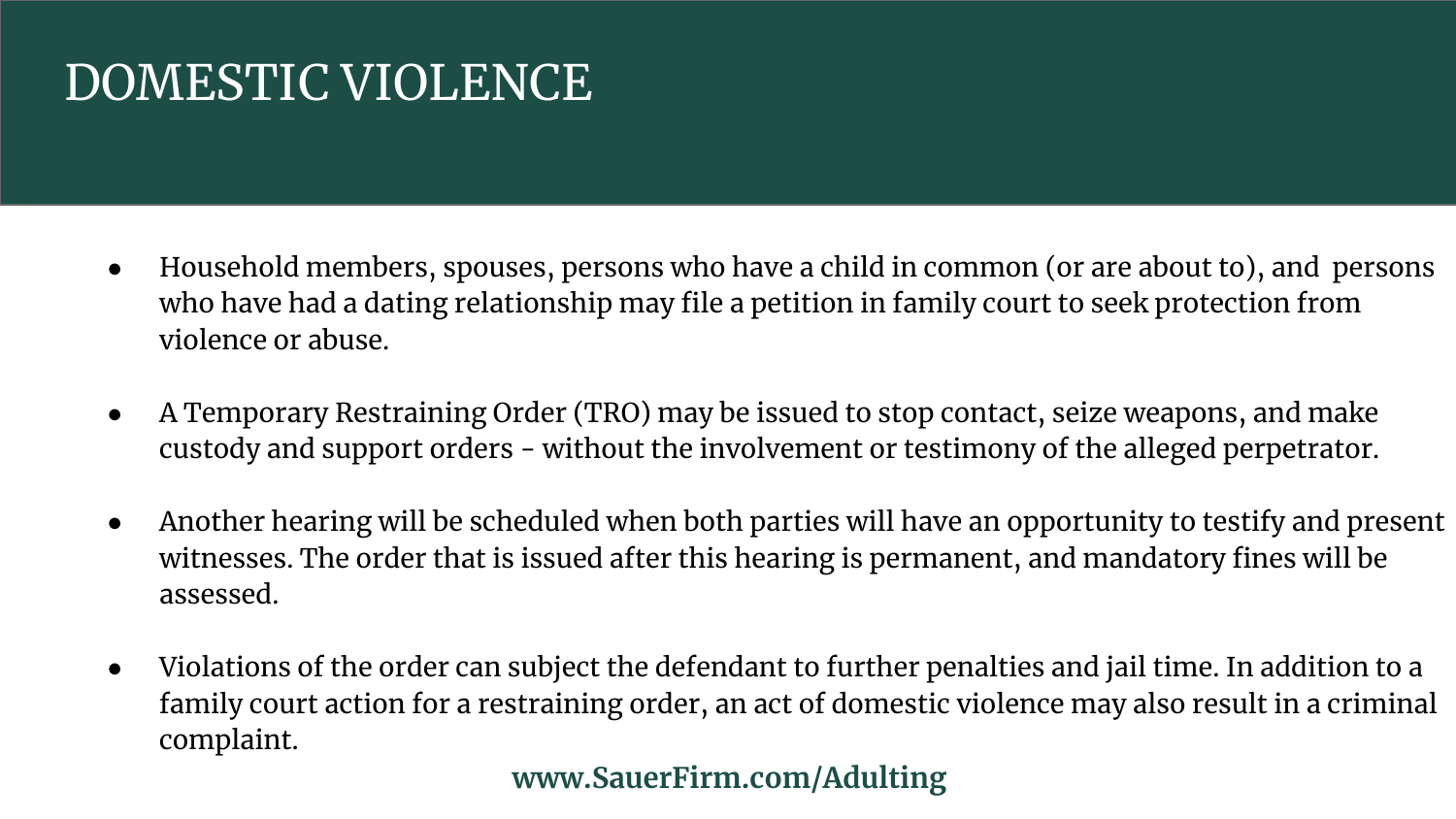# DOMESTIC VIOLENCE

- Household members, spouses, persons who have a child in common (or are about to), and persons who have had a dating relationship may file a petition in family court to seek protection from violence or abuse.

- A Temporary Restraining Order (TRO) may be issued to stop contact, seize weapons, and make custody and support orders - without the involvement or testimony of the alleged perpetrator.

- Another hearing will be scheduled when both parties will have an opportunity to testify and present witnesses. The order that is issued after this hearing is permanent, and mandatory fines will be assessed.

- Violations of the order can subject the defendant to further penalties and jail time. In addition to a family court action for a restraining order, an act of domestic violence may also result in a criminal complaint.

**www.SauerFirm.com/Adulting**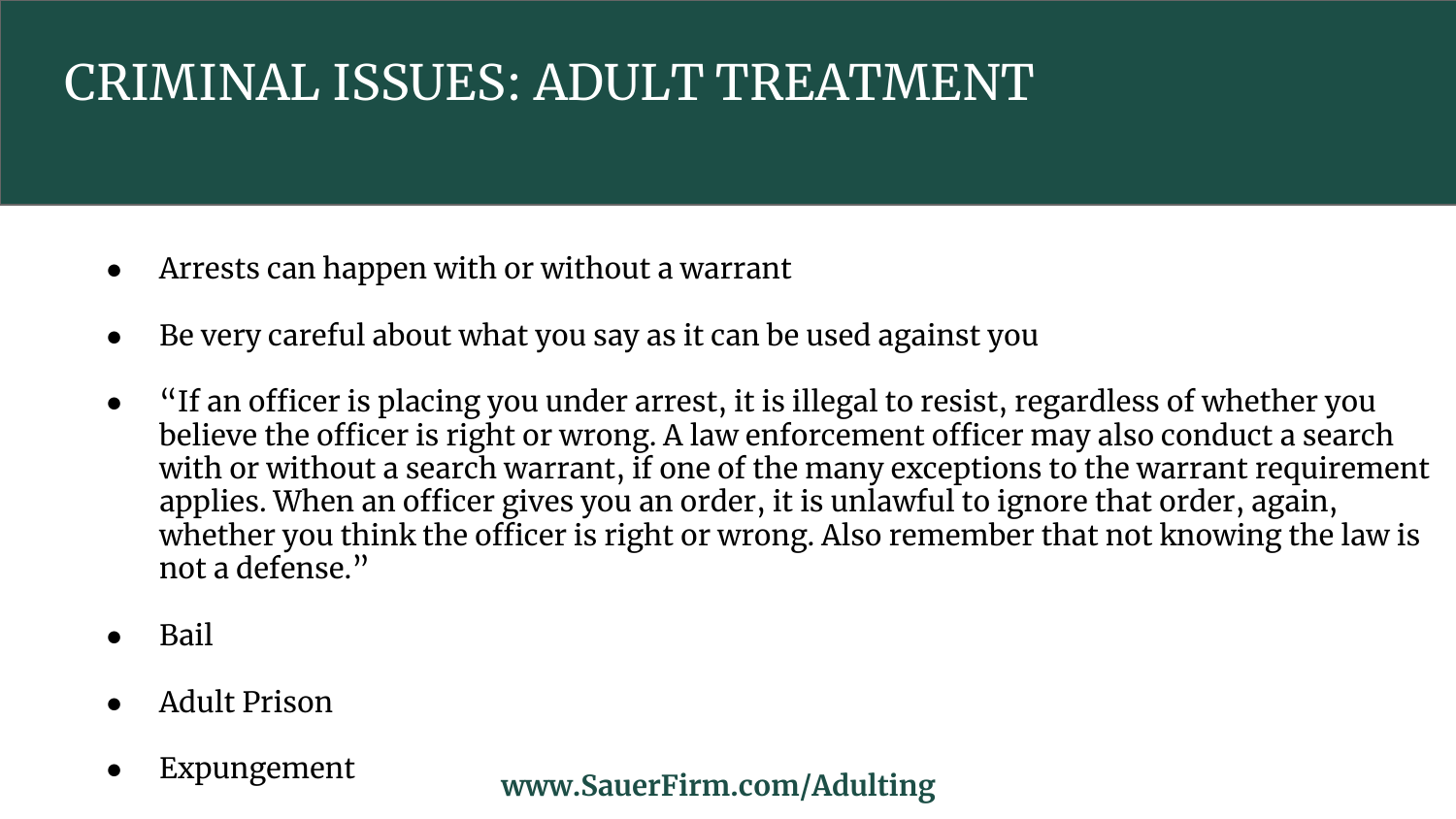# CRIMINAL ISSUES: ADULT TREATMENT

- Arrests can happen with or without a warrant
- Be very careful about what you say as it can be used against you
- "If an officer is placing you under arrest, it is illegal to resist, regardless of whether you believe the officer is right or wrong. A law enforcement officer may also conduct a search with or without a search warrant, if one of the many exceptions to the warrant requirement applies. When an officer gives you an order, it is unlawful to ignore that order, again, whether you think the officer is right or wrong. Also remember that not knowing the law is not a defense."
- Bail
- Adult Prison
- Expungement

**www.SauerFirm.com/Adulting**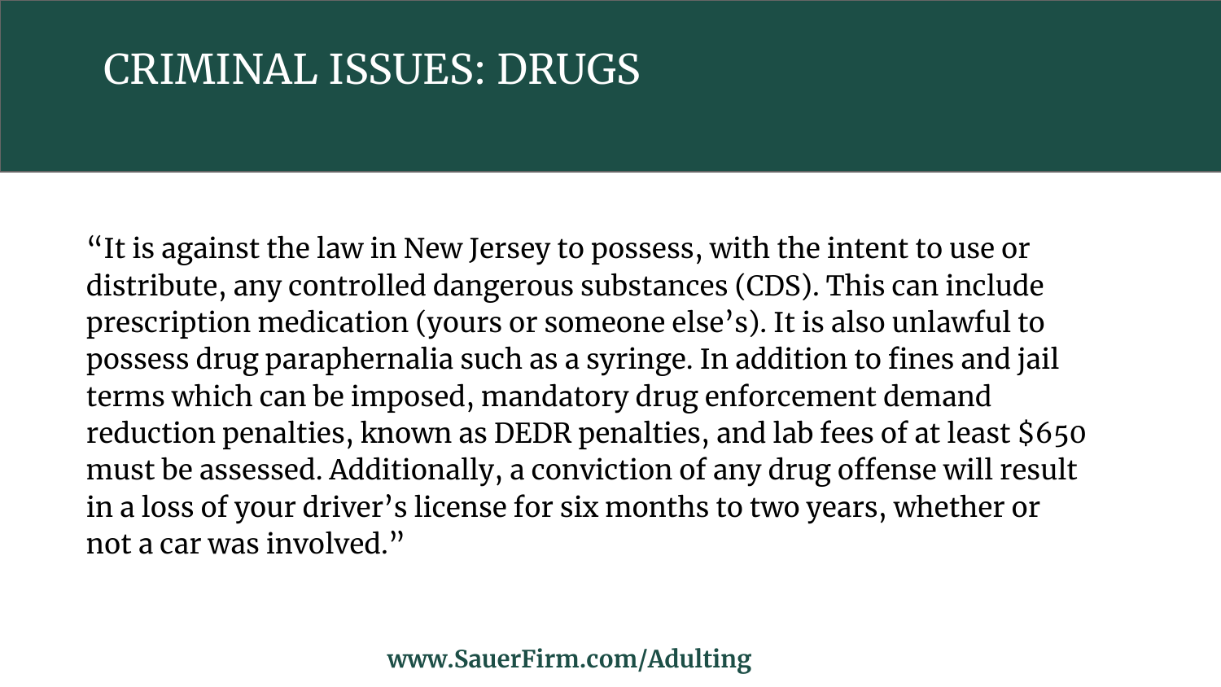# CRIMINAL ISSUES: DRUGS

"It is against the law in New Jersey to possess, with the intent to use or distribute, any controlled dangerous substances (CDS). This can include prescription medication (yours or someone else's). It is also unlawful to possess drug paraphernalia such as a syringe. In addition to fines and jail terms which can be imposed, mandatory drug enforcement demand reduction penalties, known as DEDR penalties, and lab fees of at least $650 must be assessed. Additionally, a conviction of any drug offense will result in a loss of your driver's license for six months to two years, whether or not a car was involved."

**www.SauerFirm.com/Adulting**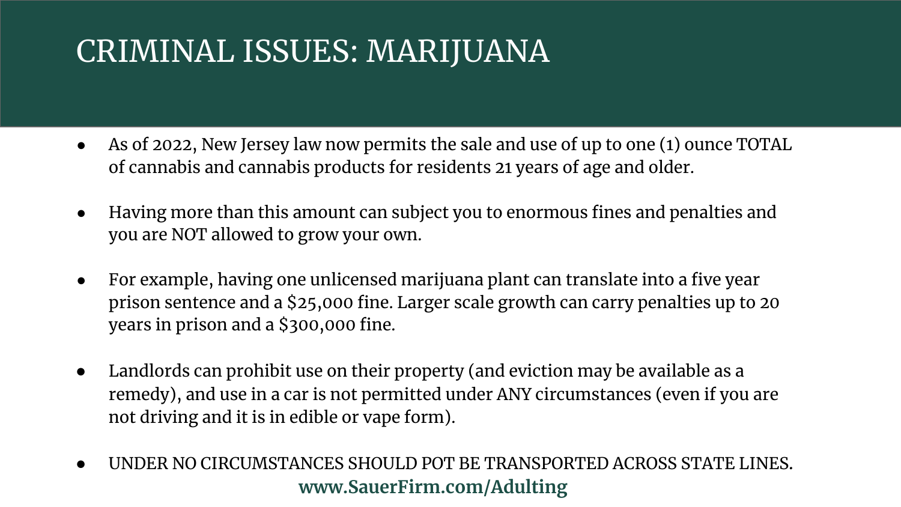# CRIMINAL ISSUES: MARIJUANA

- As of 2022, New Jersey law now permits the sale and use of up to one (1) ounce TOTAL of cannabis and cannabis products for residents 21 years of age and older.
- Having more than this amount can subject you to enormous fines and penalties and you are NOT allowed to grow your own.
- For example, having one unlicensed marijuana plant can translate into a five year prison sentence and a $25,000 fine. Larger scale growth can carry penalties up to 20 years in prison and a $300,000 fine.
- Landlords can prohibit use on their property (and eviction may be available as a remedy), and use in a car is not permitted under ANY circumstances (even if you are not driving and it is in edible or vape form).
- UNDER NO CIRCUMSTANCES SHOULD POT BE TRANSPORTED ACROSS STATE LINES.

**www.SauerFirm.com/Adulting**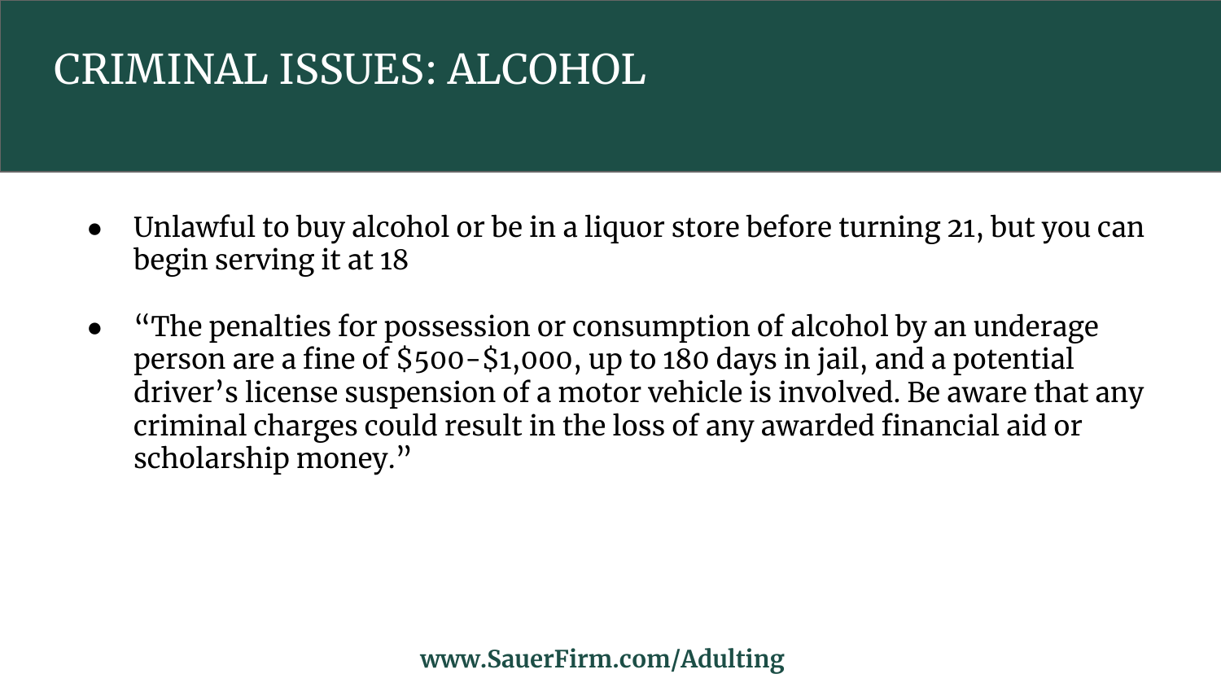# CRIMINAL ISSUES: ALCOHOL

- Unlawful to buy alcohol or be in a liquor store before turning 21, but you can begin serving it at 18
- "The penalties for possession or consumption of alcohol by an underage person are a fine of $500-$1,000, up to 180 days in jail, and a potential driver's license suspension of a motor vehicle is involved. Be aware that any criminal charges could result in the loss of any awarded financial aid or scholarship money."

**www.SauerFirm.com/Adulting**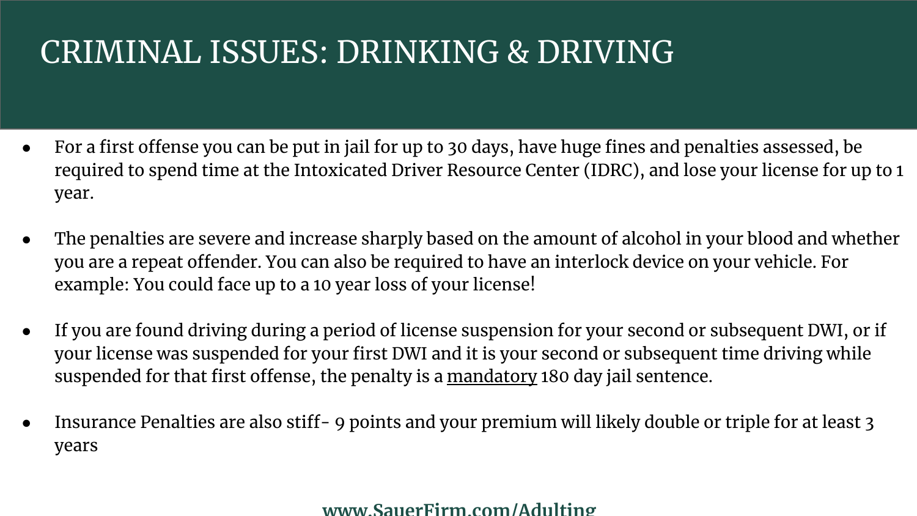# CRIMINAL ISSUES: DRINKING & DRIVING

- For a first offense you can be put in jail for up to 30 days, have huge fines and penalties assessed, be required to spend time at the Intoxicated Driver Resource Center (IDRC), and lose your license for up to 1 year.

- The penalties are severe and increase sharply based on the amount of alcohol in your blood and whether you are a repeat offender. You can also be required to have an interlock device on your vehicle. For example: You could face up to a 10 year loss of your license!

- If you are found driving during a period of license suspension for your second or subsequent DWI, or if your license was suspended for your first DWI and it is your second or subsequent time driving while suspended for that first offense, the penalty is a mandatory 180 day jail sentence.

- Insurance Penalties are also stiff- 9 points and your premium will likely double or triple for at least 3 years

www.SauerFirm.com/Adulting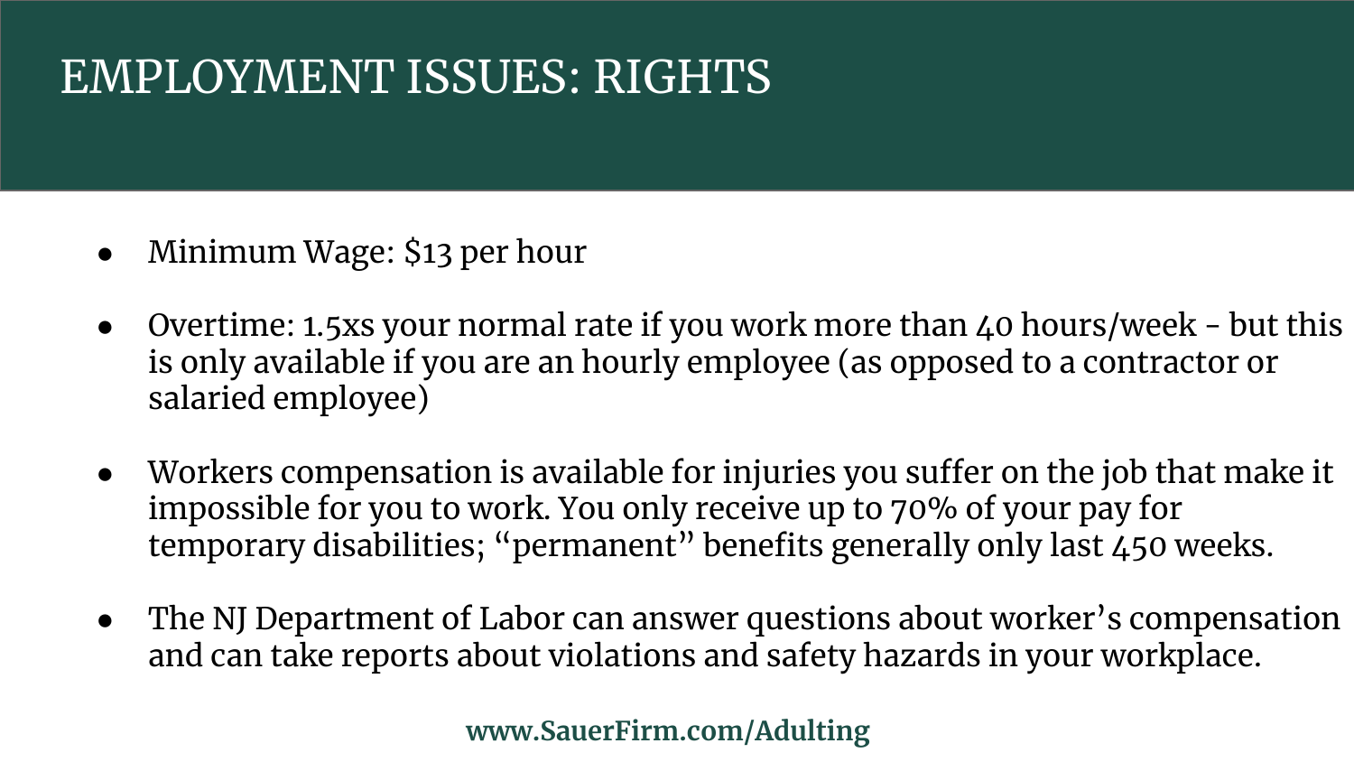# EMPLOYMENT ISSUES: RIGHTS

- Minimum Wage: $13 per hour
- Overtime: 1.5xs your normal rate if you work more than 40 hours/week - but this is only available if you are an hourly employee (as opposed to a contractor or salaried employee)
- Workers compensation is available for injuries you suffer on the job that make it impossible for you to work. You only receive up to 70% of your pay for temporary disabilities; "permanent" benefits generally only last 450 weeks.
- The NJ Department of Labor can answer questions about worker's compensation and can take reports about violations and safety hazards in your workplace.

**www.SauerFirm.com/Adulting**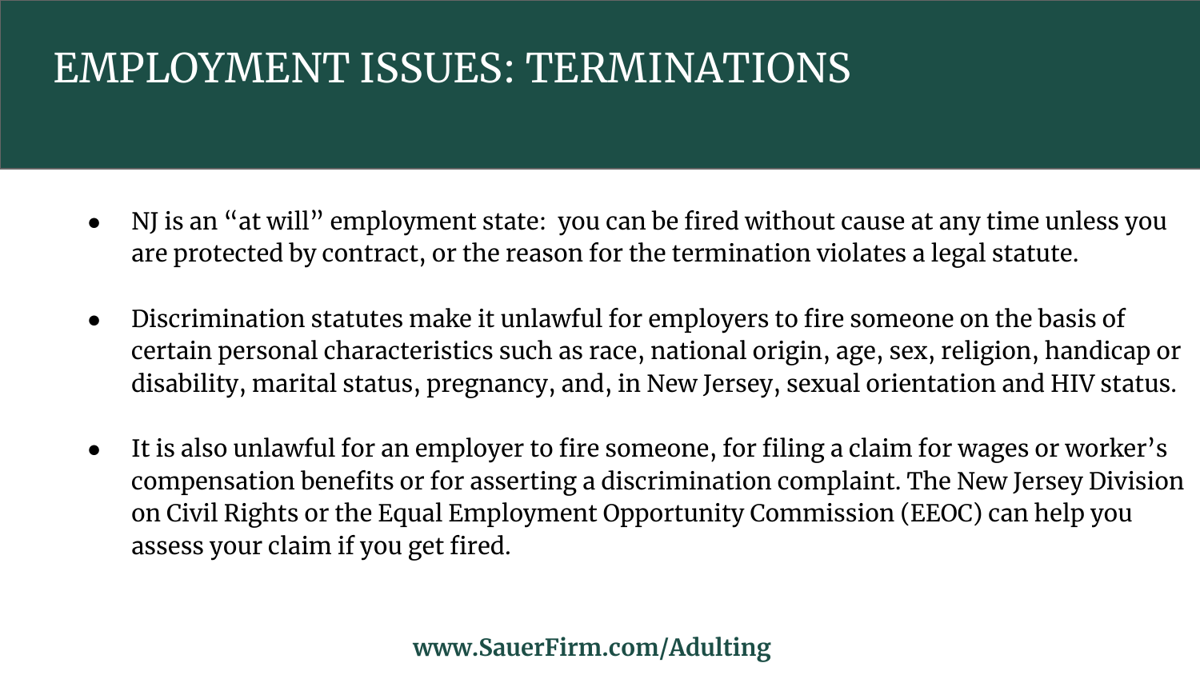# EMPLOYMENT ISSUES: TERMINATIONS

- NJ is an "at will" employment state: you can be fired without cause at any time unless you are protected by contract, or the reason for the termination violates a legal statute.
- Discrimination statutes make it unlawful for employers to fire someone on the basis of certain personal characteristics such as race, national origin, age, sex, religion, handicap or disability, marital status, pregnancy, and, in New Jersey, sexual orientation and HIV status.
- It is also unlawful for an employer to fire someone, for filing a claim for wages or worker's compensation benefits or for asserting a discrimination complaint. The New Jersey Division on Civil Rights or the Equal Employment Opportunity Commission (EEOC) can help you assess your claim if you get fired.

**www.SauerFirm.com/Adulting**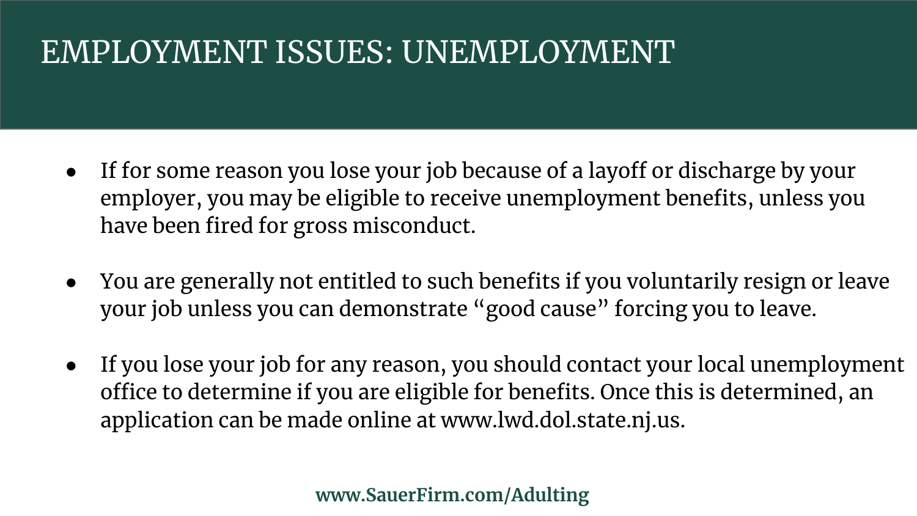# EMPLOYMENT ISSUES: UNEMPLOYMENT

- If for some reason you lose your job because of a layoff or discharge by your employer, you may be eligible to receive unemployment benefits, unless you have been fired for gross misconduct.
- You are generally not entitled to such benefits if you voluntarily resign or leave your job unless you can demonstrate "good cause" forcing you to leave.
- If you lose your job for any reason, you should contact your local unemployment office to determine if you are eligible for benefits. Once this is determined, an application can be made online at www.lwd.dol.state.nj.us.

**www.SauerFirm.com/Adulting**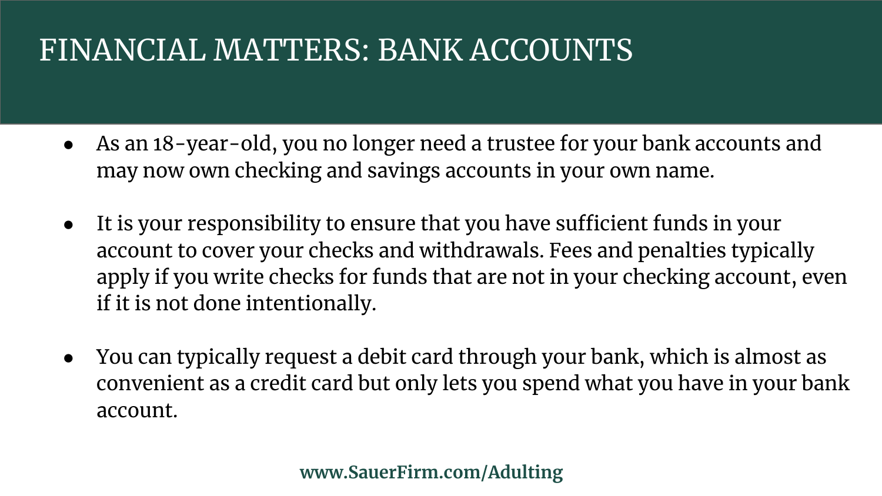# FINANCIAL MATTERS: BANK ACCOUNTS

- As an 18-year-old, you no longer need a trustee for your bank accounts and may now own checking and savings accounts in your own name.

- It is your responsibility to ensure that you have sufficient funds in your account to cover your checks and withdrawals. Fees and penalties typically apply if you write checks for funds that are not in your checking account, even if it is not done intentionally.

- You can typically request a debit card through your bank, which is almost as convenient as a credit card but only lets you spend what you have in your bank account.

**www.SauerFirm.com/Adulting**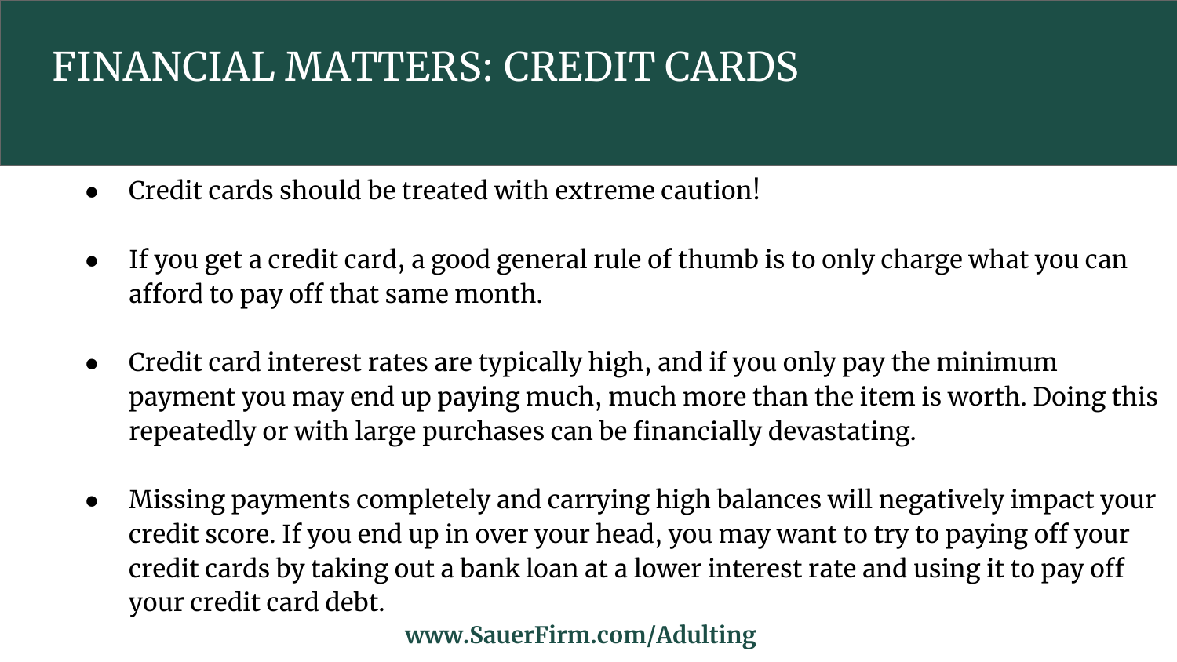# FINANCIAL MATTERS: CREDIT CARDS

- Credit cards should be treated with extreme caution!
- If you get a credit card, a good general rule of thumb is to only charge what you can afford to pay off that same month.
- Credit card interest rates are typically high, and if you only pay the minimum payment you may end up paying much, much more than the item is worth. Doing this repeatedly or with large purchases can be financially devastating.
- Missing payments completely and carrying high balances will negatively impact your credit score. If you end up in over your head, you may want to try to paying off your credit cards by taking out a bank loan at a lower interest rate and using it to pay off your credit card debt.

**www.SauerFirm.com/Adulting**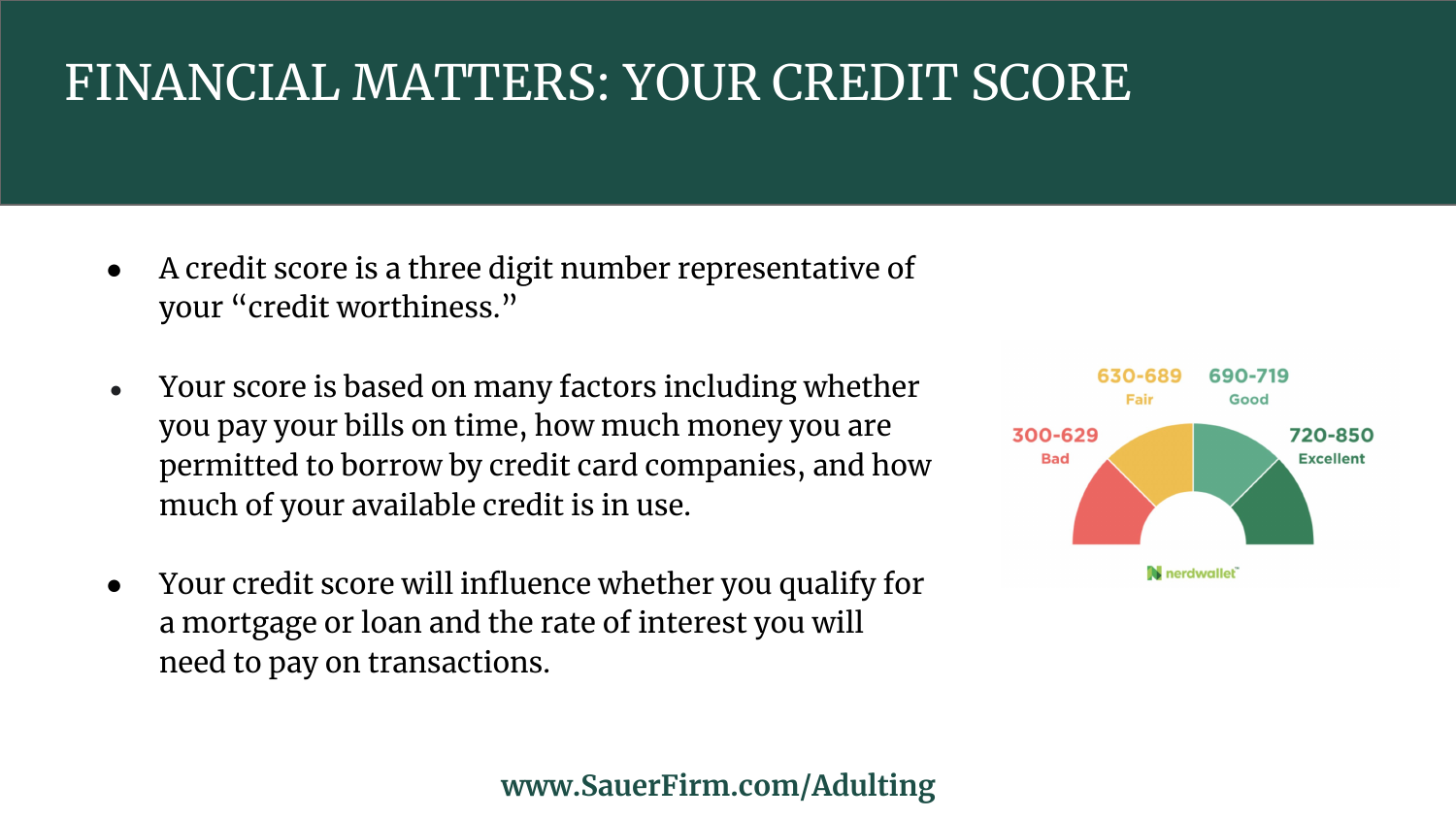# FINANCIAL MATTERS: YOUR CREDIT SCORE

- A credit score is a three digit number representative of your "credit worthiness."
- Your score is based on many factors including whether you pay your bills on time, how much money you are permitted to borrow by credit card companies, and how much of your available credit is in use.
- Your credit score will influence whether you qualify for a mortgage or loan and the rate of interest you will need to pay on transactions.

630-689
Fair

690-719
Good

300-629
Bad

720-850
Excellent

nerdwallet

www.SauerFirm.com/Adulting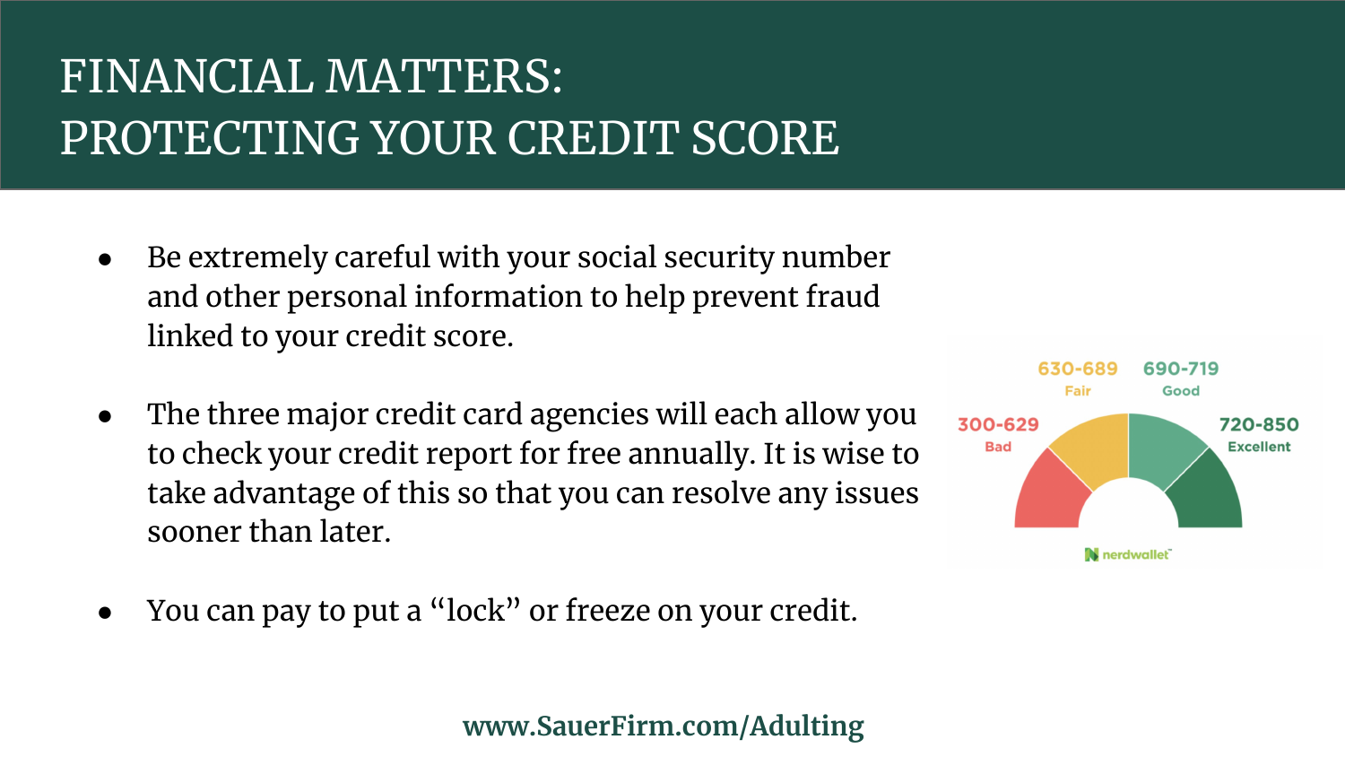# FINANCIAL MATTERS: PROTECTING YOUR CREDIT SCORE

- Be extremely careful with your social security number and other personal information to help prevent fraud linked to your credit score.
- The three major credit card agencies will each allow you to check your credit report for free annually. It is wise to take advantage of this so that you can resolve any issues sooner than later.
- You can pay to put a "lock" or freeze on your credit.

300-629
Bad

630-689
Fair

690-719
Good

720-850
Excellent

nerdwallet

**www.SauerFirm.com/Adulting**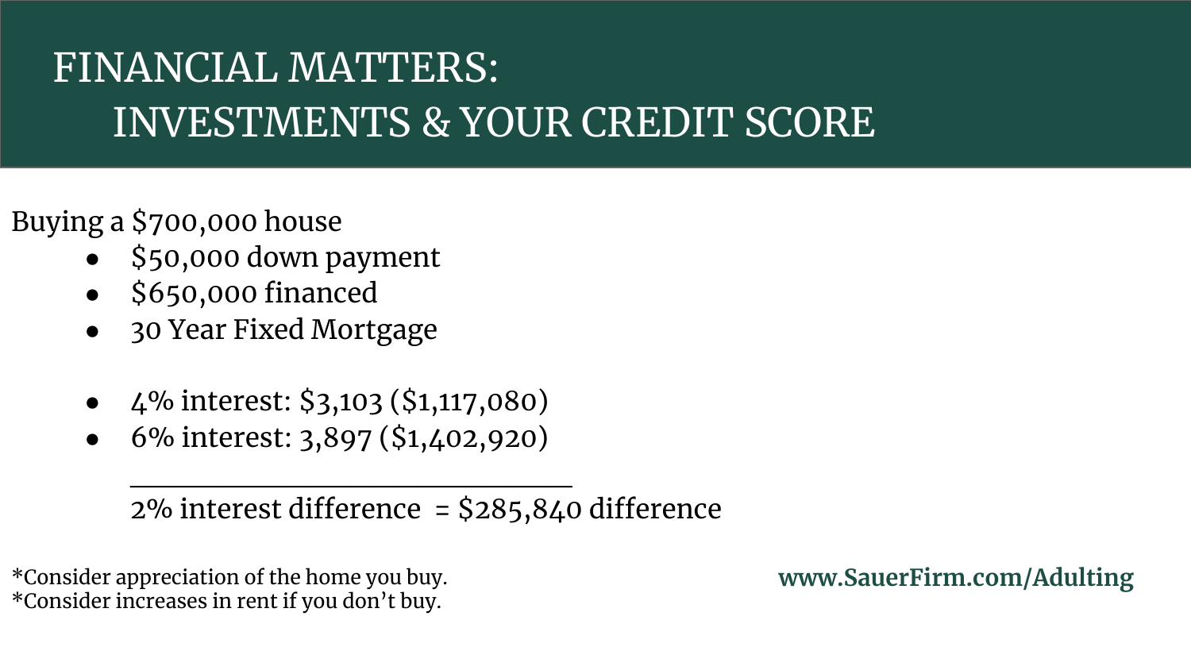# FINANCIAL MATTERS: INVESTMENTS & YOUR CREDIT SCORE

Buying a $700,000 house

- $50,000 down payment
- $650,000 financed
- 30 Year Fixed Mortgage

- 4% interest: $3,103 ($1,117,080)
- 6% interest: 3,897 ($1,402,920)

---

2% interest difference = $285,840 difference

*Consider appreciation of the home you buy.
*Consider increases in rent if you don't buy.

**www.SauerFirm.com/Adulting**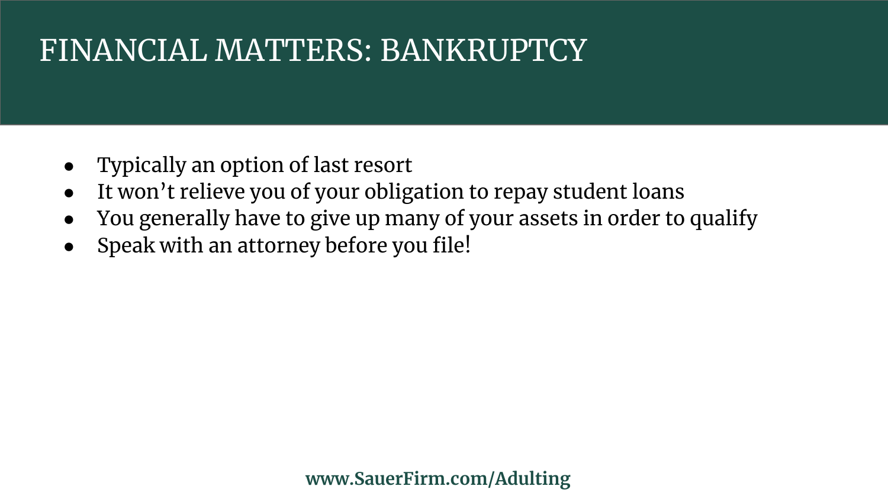# FINANCIAL MATTERS: BANKRUPTCY

- Typically an option of last resort
- It won't relieve you of your obligation to repay student loans
- You generally have to give up many of your assets in order to qualify
- Speak with an attorney before you file!

**www.SauerFirm.com/Adulting**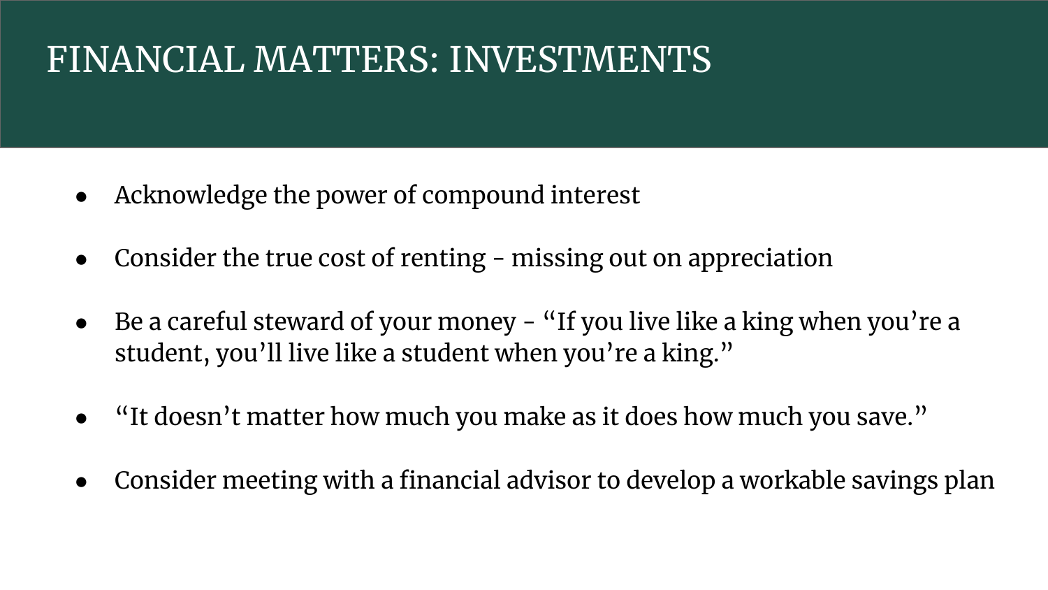# FINANCIAL MATTERS: INVESTMENTS

- Acknowledge the power of compound interest
- Consider the true cost of renting - missing out on appreciation
- Be a careful steward of your money - "If you live like a king when you're a student, you'll live like a student when you're a king."
- "It doesn't matter how much you make as it does how much you save."
- Consider meeting with a financial advisor to develop a workable savings plan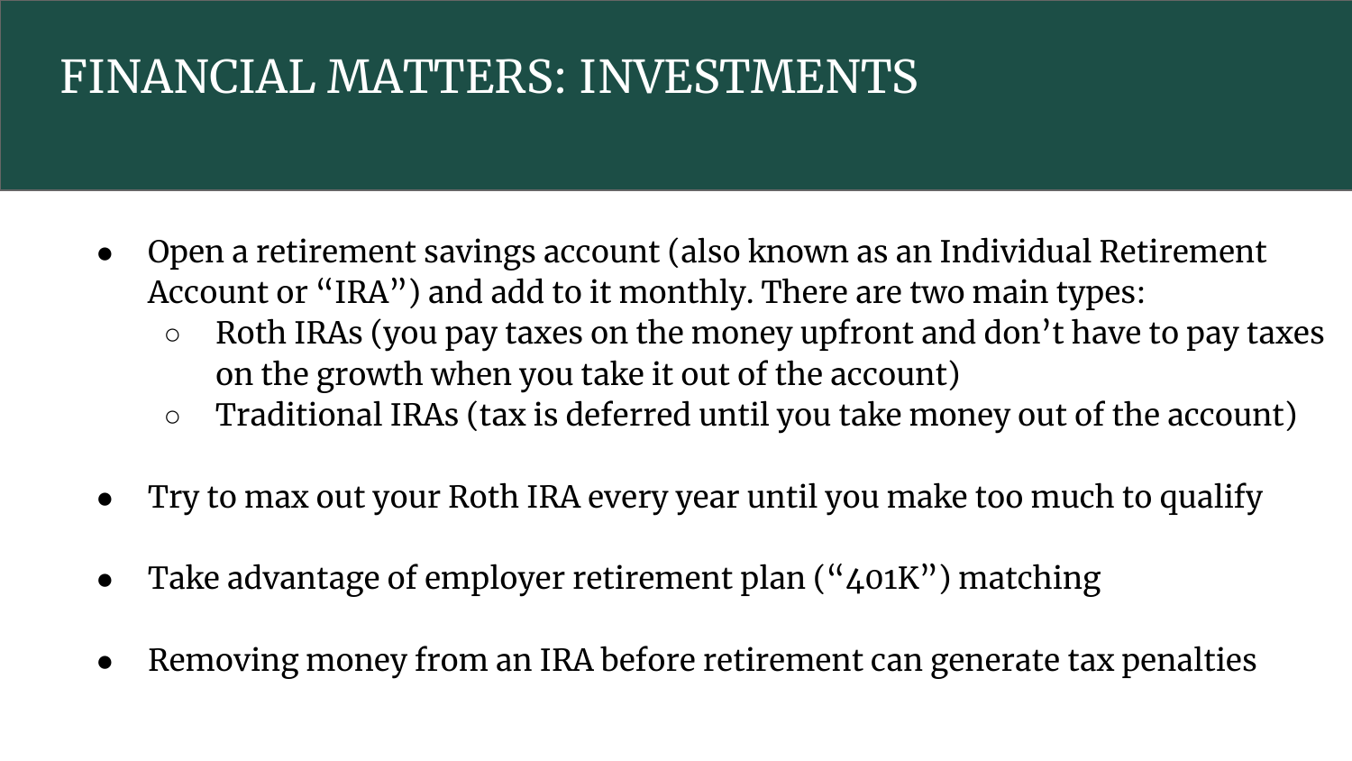# FINANCIAL MATTERS: INVESTMENTS

- Open a retirement savings account (also known as an Individual Retirement Account or "IRA") and add to it monthly. There are two main types:
  - Roth IRAs (you pay taxes on the money upfront and don't have to pay taxes on the growth when you take it out of the account)
  - Traditional IRAs (tax is deferred until you take money out of the account)
- Try to max out your Roth IRA every year until you make too much to qualify
- Take advantage of employer retirement plan ("401K") matching
- Removing money from an IRA before retirement can generate tax penalties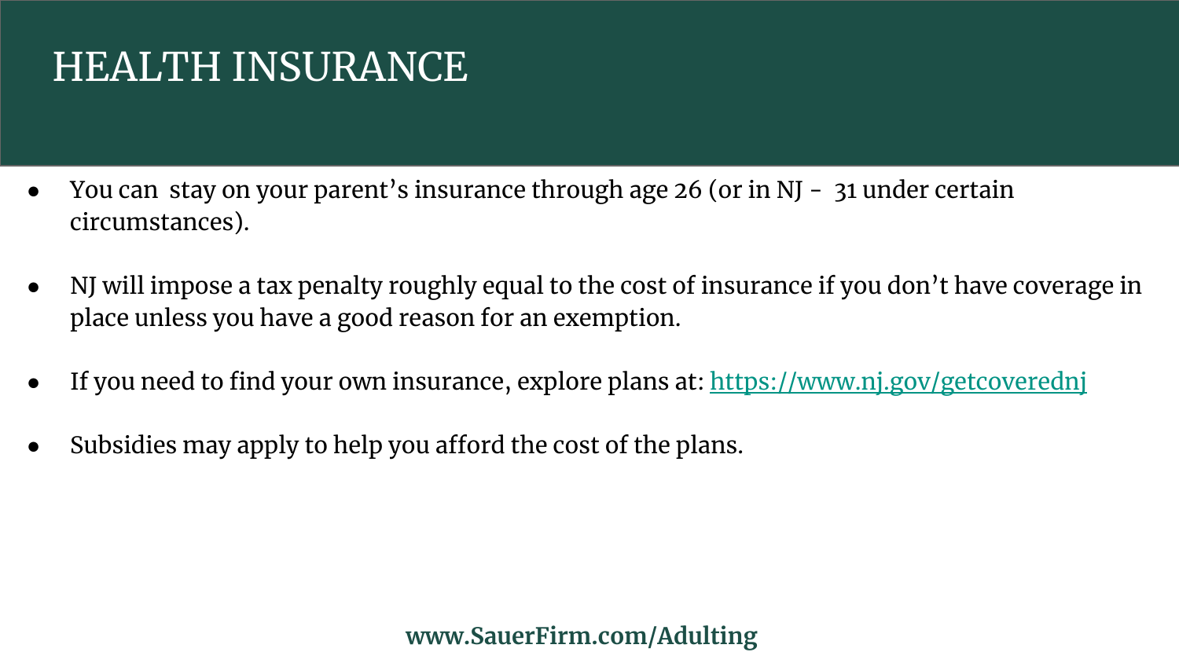# HEALTH INSURANCE

- You can  stay on your parent's insurance through age 26 (or in NJ -  31 under certain circumstances).
- NJ will impose a tax penalty roughly equal to the cost of insurance if you don't have coverage in place unless you have a good reason for an exemption.
- If you need to find your own insurance, explore plans at: [https://www.nj.gov/getcoverednj](https://www.nj.gov/getcoverednj)
- Subsidies may apply to help you afford the cost of the plans.

**www.SauerFirm.com/Adulting**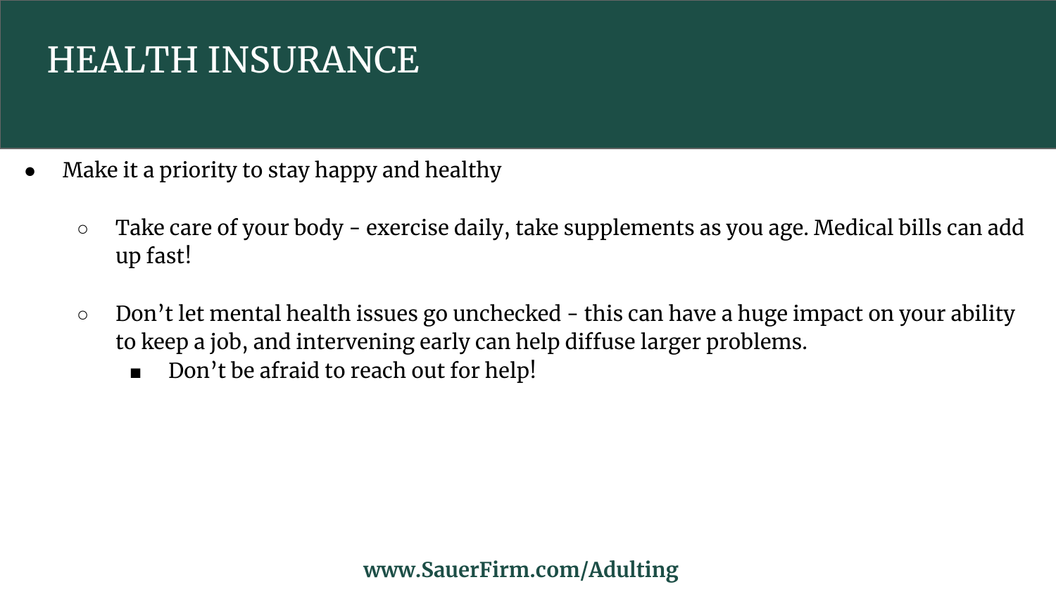# HEALTH INSURANCE

- Make it a priority to stay happy and healthy
  - Take care of your body - exercise daily, take supplements as you age. Medical bills can add up fast!
  - Don't let mental health issues go unchecked - this can have a huge impact on your ability to keep a job, and intervening early can help diffuse larger problems.
    - Don't be afraid to reach out for help!

**www.SauerFirm.com/Adulting**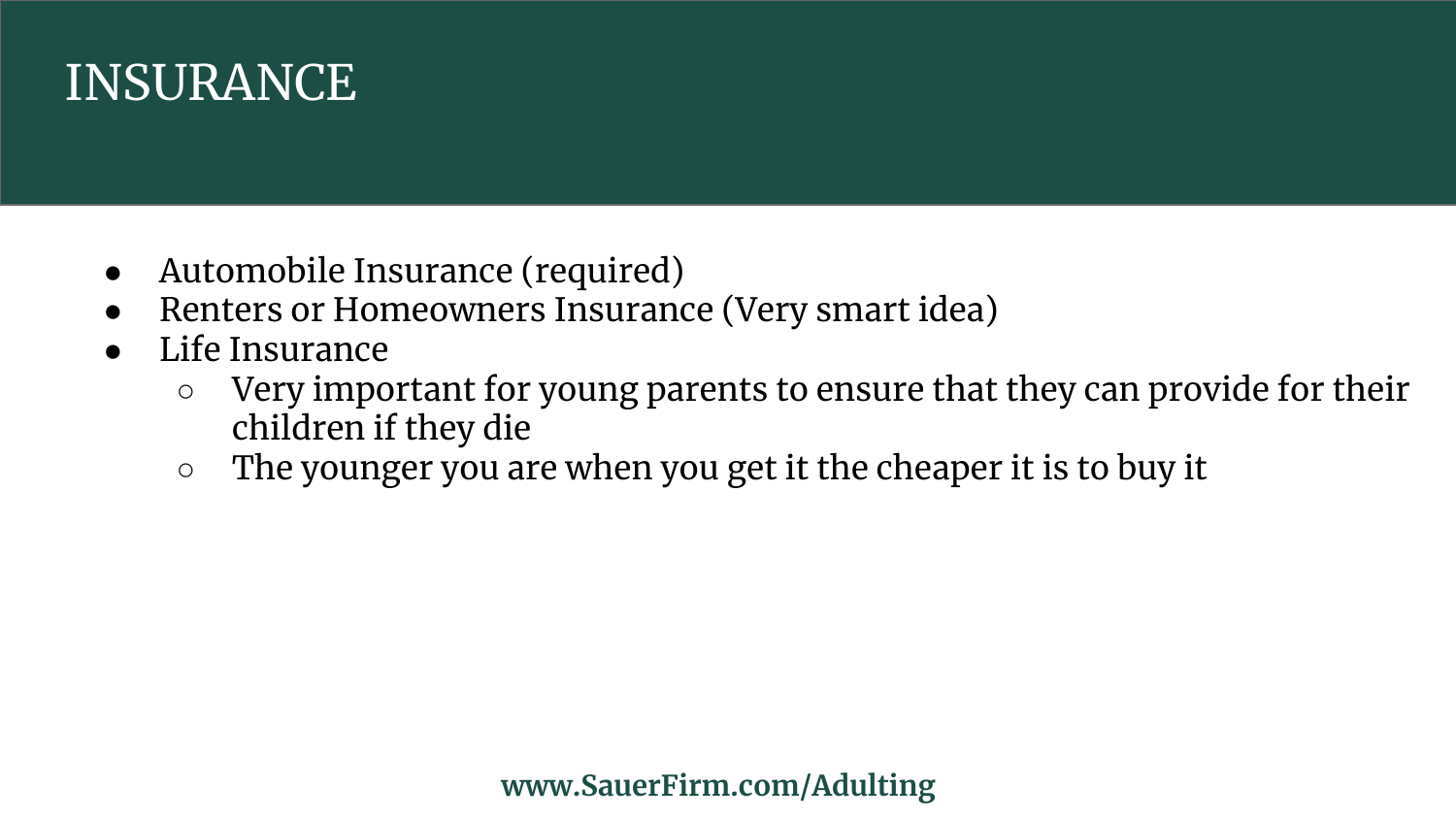# INSURANCE

- Automobile Insurance (required)
- Renters or Homeowners Insurance (Very smart idea)
- Life Insurance
  - Very important for young parents to ensure that they can provide for their children if they die
  - The younger you are when you get it the cheaper it is to buy it

**www.SauerFirm.com/Adulting**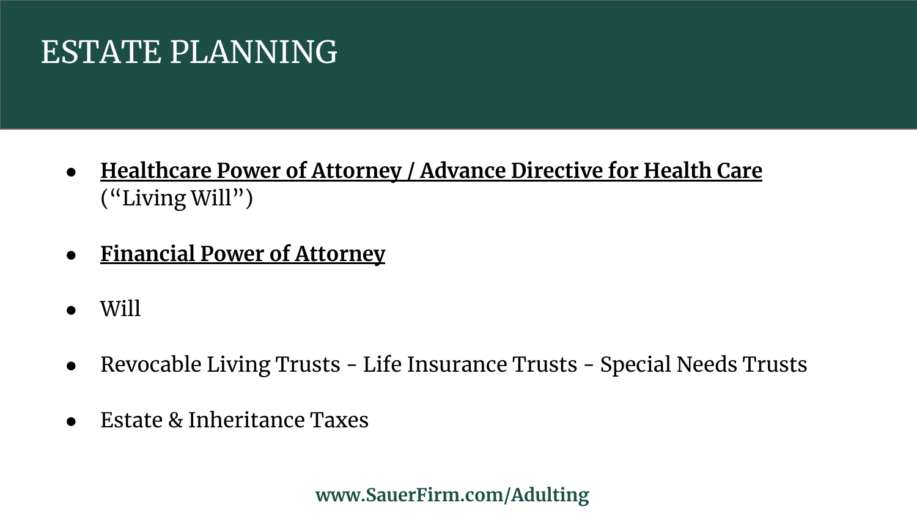# ESTATE PLANNING

- **Healthcare Power of Attorney / Advance Directive for Health Care** ("Living Will")
- **Financial Power of Attorney**
- Will
- Revocable Living Trusts - Life Insurance Trusts - Special Needs Trusts
- Estate & Inheritance Taxes

**www.SauerFirm.com/Adulting**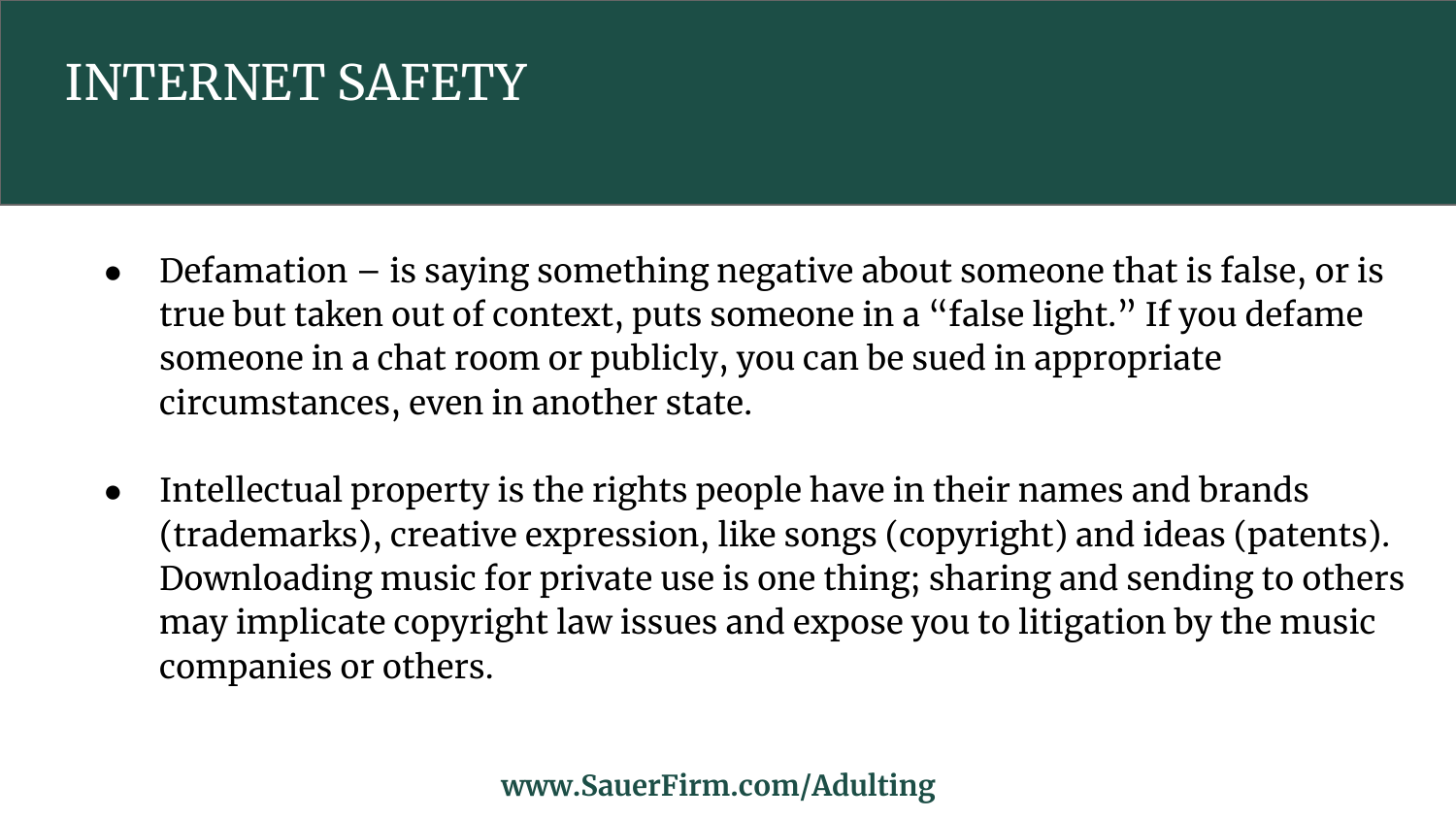# INTERNET SAFETY

- Defamation – is saying something negative about someone that is false, or is true but taken out of context, puts someone in a "false light." If you defame someone in a chat room or publicly, you can be sued in appropriate circumstances, even in another state.

- Intellectual property is the rights people have in their names and brands (trademarks), creative expression, like songs (copyright) and ideas (patents). Downloading music for private use is one thing; sharing and sending to others may implicate copyright law issues and expose you to litigation by the music companies or others.

**www.SauerFirm.com/Adulting**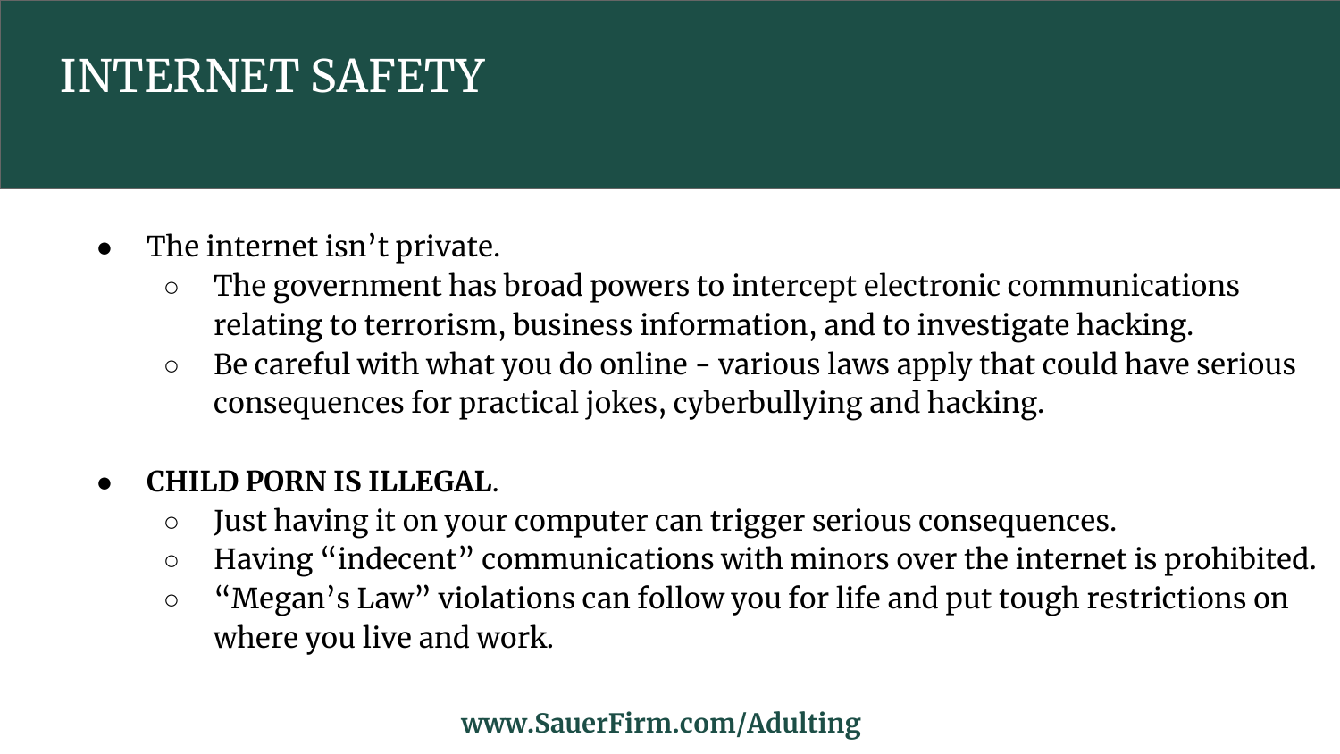# INTERNET SAFETY

- The internet isn't private.
  - The government has broad powers to intercept electronic communications relating to terrorism, business information, and to investigate hacking.
  - Be careful with what you do online - various laws apply that could have serious consequences for practical jokes, cyberbullying and hacking.

- **CHILD PORN IS ILLEGAL**.
  - Just having it on your computer can trigger serious consequences.
  - Having "indecent" communications with minors over the internet is prohibited.
  - "Megan's Law" violations can follow you for life and put tough restrictions on where you live and work.

**www.SauerFirm.com/Adulting**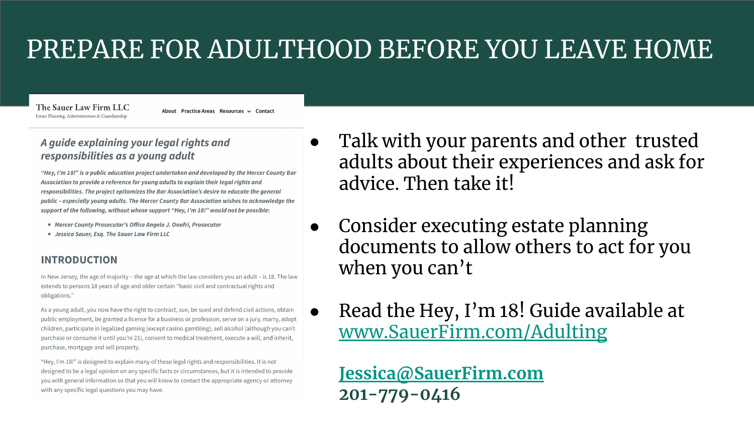# PREPARE FOR ADULTHOOD BEFORE YOU LEAVE HOME

The Sauer Law Firm LLC
Estate Planning, Administration & Guardianship

About Practice Areas Resources Contact

### *A guide explaining your legal rights and responsibilities as a young adult*

***"Hey, I'm 18!" is a public education project undertaken and developed by the Mercer County Bar Association to provide a reference for young adults to explain their legal rights and responsibilities. The project epitomizes the Bar Association's desire to educate the general public – especially young adults. The Mercer County Bar Association wishes to acknowledge the support of the following, without whose support "Hey, I'm 18!" would not be possible:***

- ***Mercer County Prosecutor's Office Angelo J. Onofri, Prosecutor***
- ***Jessica Sauer, Esq. The Sauer Law Firm LLC***

#### INTRODUCTION

In New Jersey, the age of majority – the age at which the law considers you an adult – is 18. The law extends to persons 18 years of age and older certain "basic civil and contractual rights and obligations."

As a young adult, you now have the right to contract, sue, be sued and defend civil actions, obtain public employment, be granted a license for a business or profession, serve on a jury, marry, adopt children, participate in legalized gaming (except casino gambling), sell alcohol (although you can't purchase or consume it until you're 21), consent to medical treatment, execute a will, and inherit, purchase, mortgage and sell property.

"Hey, I'm 18!" is designed to explain many of these legal rights and responsibilities. It is not designed to be a legal opinion on any specific facts or circumstances, but it is intended to provide you with general information so that you will know to contact the appropriate agency or attorney with any specific legal questions you may have.

- Talk with your parents and other trusted adults about their experiences and ask for advice. Then take it!
- Consider executing estate planning documents to allow others to act for you when you can't
- Read the Hey, I'm 18! Guide available at www.SauerFirm.com/Adulting

**Jessica@SauerFirm.com**
**201-779-0416**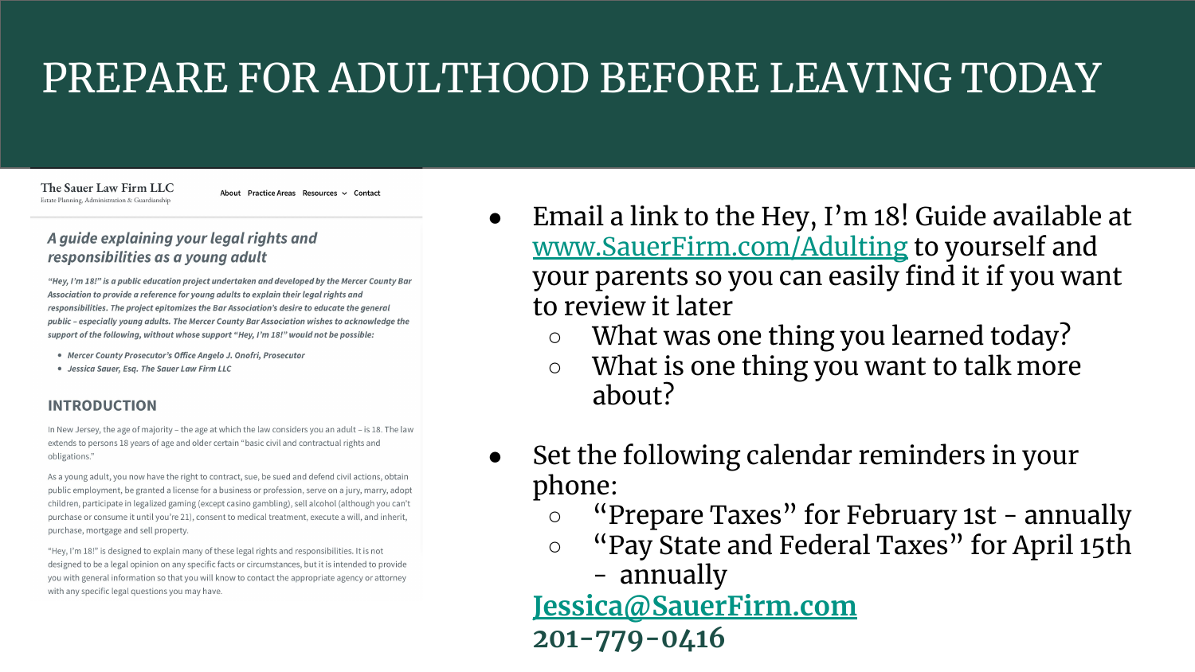# PREPARE FOR ADULTHOOD BEFORE LEAVING TODAY

**The Sauer Law Firm LLC**
Estate Planning, Administration & Guardianship

About | Practice Areas | Resources | Contact

### *A guide explaining your legal rights and responsibilities as a young adult*

***"Hey, I'm 18!" is a public education project undertaken and developed by the Mercer County Bar Association to provide a reference for young adults to explain their legal rights and responsibilities. The project epitomizes the Bar Association's desire to educate the general public – especially young adults. The Mercer County Bar Association wishes to acknowledge the support of the following, without whose support "Hey, I'm 18!" would not be possible:***

- ***Mercer County Prosecutor's Office Angelo J. Onofri, Prosecutor***
- ***Jessica Sauer, Esq. The Sauer Law Firm LLC***

### INTRODUCTION

In New Jersey, the age of majority – the age at which the law considers you an adult – is 18. The law extends to persons 18 years of age and older certain "basic civil and contractual rights and obligations."

As a young adult, you now have the right to contract, sue, be sued and defend civil actions, obtain public employment, be granted a license for a business or profession, serve on a jury, marry, adopt children, participate in legalized gaming (except casino gambling), sell alcohol (although you can't purchase or consume it until you're 21), consent to medical treatment, execute a will, and inherit, purchase, mortgage and sell property.

"Hey, I'm 18!" is designed to explain many of these legal rights and responsibilities. It is not designed to be a legal opinion on any specific facts or circumstances, but it is intended to provide you with general information so that you will know to contact the appropriate agency or attorney with any specific legal questions you may have.

- Email a link to the Hey, I'm 18! Guide available at [www.SauerFirm.com/Adulting](http://www.SauerFirm.com/Adulting) to yourself and your parents so you can easily find it if you want to review it later
  - What was one thing you learned today?
  - What is one thing you want to talk more about?
- Set the following calendar reminders in your phone:
  - "Prepare Taxes" for February 1st - annually
  - "Pay State and Federal Taxes" for April 15th - annually

**[Jessica@SauerFirm.com](mailto:Jessica@SauerFirm.com)**
**201-779-0416**